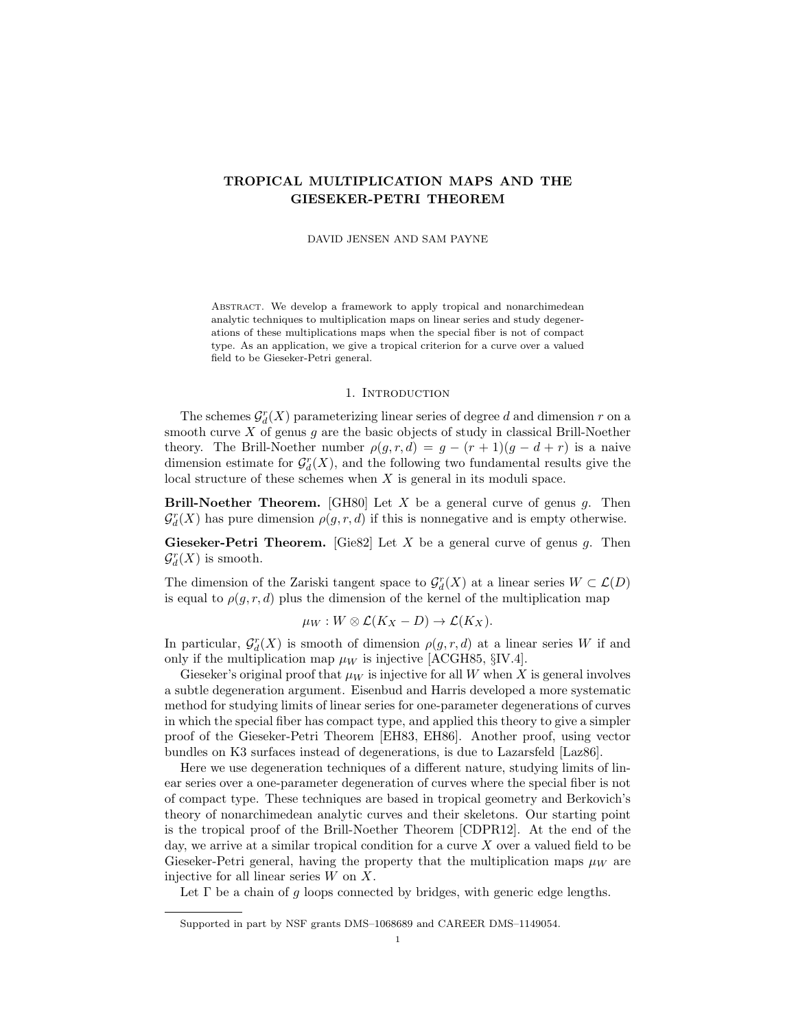# TROPICAL MULTIPLICATION MAPS AND THE GIESEKER-PETRI THEOREM

DAVID JENSEN AND SAM PAYNE

Abstract. We develop a framework to apply tropical and nonarchimedean analytic techniques to multiplication maps on linear series and study degenerations of these multiplications maps when the special fiber is not of compact type. As an application, we give a tropical criterion for a curve over a valued field to be Gieseker-Petri general.

## 1. Introduction

The schemes $\mathcal{G}^r_d(X)$ parameterizing linear series of degree $d$ and dimension $r$ on a smooth curve $X$ of genus $g$ are the basic objects of study in classical Brill-Noether theory. The Brill-Noether number $\rho(g, r, d) = g - (r + 1)(g - d + r)$ is a naive dimension estimate for $\mathcal{G}^r_d(X)$, and the following two fundamental results give the local structure of these schemes when $X$ is general in its moduli space.

**Brill-Noether Theorem.** [GH80] Let $X$ be a general curve of genus $g$. Then $\mathcal{G}^r_d(X)$ has pure dimension $\rho(g, r, d)$ if this is nonnegative and is empty otherwise.

**Gieseker-Petri Theorem.** [Gie82] Let $X$ be a general curve of genus $g$. Then $\mathcal{G}^r_d(X)$ is smooth.

The dimension of the Zariski tangent space to $\mathcal{G}^r_d(X)$ at a linear series $W \subset \mathcal{L}(D)$ is equal to $\rho(g, r, d)$ plus the dimension of the kernel of the multiplication map

$$\mu_W : W \otimes \mathcal{L}(K_X - D) \to \mathcal{L}(K_X).$$

In particular, $\mathcal{G}^r_d(X)$ is smooth of dimension $\rho(g, r, d)$ at a linear series $W$ if and only if the multiplication map $\mu_W$ is injective [ACGH85, §IV.4].

Gieseker's original proof that $\mu_W$ is injective for all $W$ when $X$ is general involves a subtle degeneration argument. Eisenbud and Harris developed a more systematic method for studying limits of linear series for one-parameter degenerations of curves in which the special fiber has compact type, and applied this theory to give a simpler proof of the Gieseker-Petri Theorem [EH83, EH86]. Another proof, using vector bundles on K3 surfaces instead of degenerations, is due to Lazarsfeld [Laz86].

Here we use degeneration techniques of a different nature, studying limits of linear series over a one-parameter degeneration of curves where the special fiber is not of compact type. These techniques are based in tropical geometry and Berkovich's theory of nonarchimedean analytic curves and their skeletons. Our starting point is the tropical proof of the Brill-Noether Theorem [CDPR12]. At the end of the day, we arrive at a similar tropical condition for a curve $X$ over a valued field to be Gieseker-Petri general, having the property that the multiplication maps $\mu_W$ are injective for all linear series $W$ on $X$.

Let $\Gamma$ be a chain of $g$ loops connected by bridges, with generic edge lengths.

---

Supported in part by NSF grants DMS–1068689 and CAREER DMS–1149054.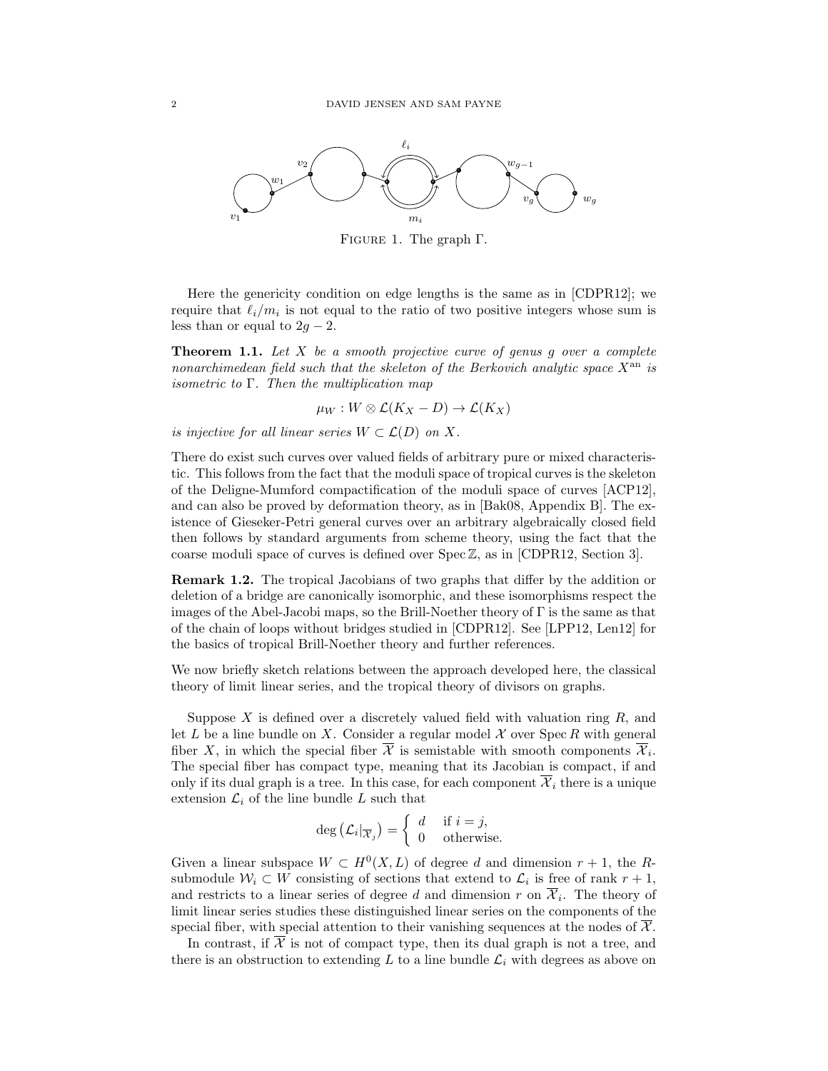Figure 1. The graph $\Gamma$.

Here the genericity condition on edge lengths is the same as in [CDPR12]; we require that $\ell_i/m_i$ is not equal to the ratio of two positive integers whose sum is less than or equal to $2g-2$.

**Theorem 1.1.** *Let $X$ be a smooth projective curve of genus $g$ over a complete nonarchimedean field such that the skeleton of the Berkovich analytic space $X^{\mathrm{an}}$ is isometric to $\Gamma$. Then the multiplication map*

$$\mu_W : W \otimes \mathcal{L}(K_X - D) \to \mathcal{L}(K_X)$$

*is injective for all linear series $W \subset \mathcal{L}(D)$ on $X$.*

There do exist such curves over valued fields of arbitrary pure or mixed characteristic. This follows from the fact that the moduli space of tropical curves is the skeleton of the Deligne-Mumford compactification of the moduli space of curves [ACP12], and can also be proved by deformation theory, as in [Bak08, Appendix B]. The existence of Gieseker-Petri general curves over an arbitrary algebraically closed field then follows by standard arguments from scheme theory, using the fact that the coarse moduli space of curves is defined over $\operatorname{Spec} \mathbb{Z}$, as in [CDPR12, Section 3].

**Remark 1.2.** The tropical Jacobians of two graphs that differ by the addition or deletion of a bridge are canonically isomorphic, and these isomorphisms respect the images of the Abel-Jacobi maps, so the Brill-Noether theory of $\Gamma$ is the same as that of the chain of loops without bridges studied in [CDPR12]. See [LPP12, Len12] for the basics of tropical Brill-Noether theory and further references.

We now briefly sketch relations between the approach developed here, the classical theory of limit linear series, and the tropical theory of divisors on graphs.

Suppose $X$ is defined over a discretely valued field with valuation ring $R$, and let $L$ be a line bundle on $X$. Consider a regular model $\mathcal{X}$ over $\operatorname{Spec} R$ with general fiber $X$, in which the special fiber $\overline{\mathcal{X}}$ is semistable with smooth components $\overline{\mathcal{X}}_i$. The special fiber has compact type, meaning that its Jacobian is compact, if and only if its dual graph is a tree. In this case, for each component $\overline{\mathcal{X}}_i$ there is a unique extension $\mathcal{L}_i$ of the line bundle $L$ such that

$$\deg\left(\mathcal{L}_i|_{\overline{\mathcal{X}}_j}\right) = \begin{cases} d & \text{if } i = j, \\ 0 & \text{otherwise.} \end{cases}$$

Given a linear subspace $W \subset H^0(X, L)$ of degree $d$ and dimension $r+1$, the $R$-submodule $\mathcal{W}_i \subset W$ consisting of sections that extend to $\mathcal{L}_i$ is free of rank $r+1$, and restricts to a linear series of degree $d$ and dimension $r$ on $\overline{\mathcal{X}}_i$. The theory of limit linear series studies these distinguished linear series on the components of the special fiber, with special attention to their vanishing sequences at the nodes of $\overline{\mathcal{X}}$.

In contrast, if $\overline{\mathcal{X}}$ is not of compact type, then its dual graph is not a tree, and there is an obstruction to extending $L$ to a line bundle $\mathcal{L}_i$ with degrees as above on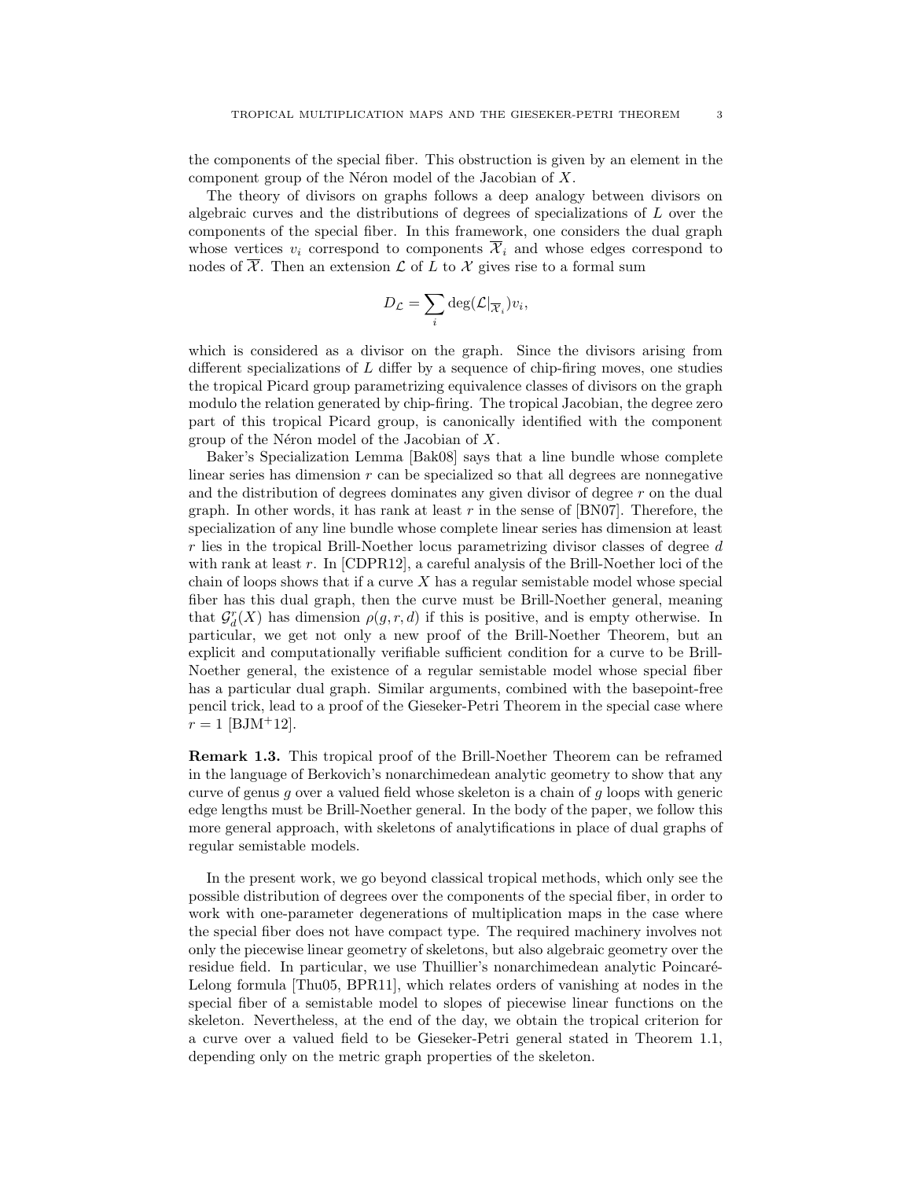the components of the special fiber. This obstruction is given by an element in the component group of the Néron model of the Jacobian of $X$.

The theory of divisors on graphs follows a deep analogy between divisors on algebraic curves and the distributions of degrees of specializations of $L$ over the components of the special fiber. In this framework, one considers the dual graph whose vertices $v_i$ correspond to components $\overline{\mathcal{X}}_i$ and whose edges correspond to nodes of $\overline{\mathcal{X}}$. Then an extension $\mathcal{L}$ of $L$ to $\mathcal{X}$ gives rise to a formal sum

$$D_{\mathcal{L}} = \sum_i \deg(\mathcal{L}|_{\overline{\mathcal{X}}_i}) v_i,$$

which is considered as a divisor on the graph. Since the divisors arising from different specializations of $L$ differ by a sequence of chip-firing moves, one studies the tropical Picard group parametrizing equivalence classes of divisors on the graph modulo the relation generated by chip-firing. The tropical Jacobian, the degree zero part of this tropical Picard group, is canonically identified with the component group of the Néron model of the Jacobian of $X$.

Baker's Specialization Lemma [Bak08] says that a line bundle whose complete linear series has dimension $r$ can be specialized so that all degrees are nonnegative and the distribution of degrees dominates any given divisor of degree $r$ on the dual graph. In other words, it has rank at least $r$ in the sense of [BN07]. Therefore, the specialization of any line bundle whose complete linear series has dimension at least $r$ lies in the tropical Brill-Noether locus parametrizing divisor classes of degree $d$ with rank at least $r$. In [CDPR12], a careful analysis of the Brill-Noether loci of the chain of loops shows that if a curve $X$ has a regular semistable model whose special fiber has this dual graph, then the curve must be Brill-Noether general, meaning that $\mathcal{G}^r_d(X)$ has dimension $\rho(g, r, d)$ if this is positive, and is empty otherwise. In particular, we get not only a new proof of the Brill-Noether Theorem, but an explicit and computationally verifiable sufficient condition for a curve to be Brill-Noether general, the existence of a regular semistable model whose special fiber has a particular dual graph. Similar arguments, combined with the basepoint-free pencil trick, lead to a proof of the Gieseker-Petri Theorem in the special case where $r = 1$ [BJM+12].

**Remark 1.3.** This tropical proof of the Brill-Noether Theorem can be reframed in the language of Berkovich's nonarchimedean analytic geometry to show that any curve of genus $g$ over a valued field whose skeleton is a chain of $g$ loops with generic edge lengths must be Brill-Noether general. In the body of the paper, we follow this more general approach, with skeletons of analytifications in place of dual graphs of regular semistable models.

In the present work, we go beyond classical tropical methods, which only see the possible distribution of degrees over the components of the special fiber, in order to work with one-parameter degenerations of multiplication maps in the case where the special fiber does not have compact type. The required machinery involves not only the piecewise linear geometry of skeletons, but also algebraic geometry over the residue field. In particular, we use Thuillier's nonarchimedean analytic Poincaré-Lelong formula [Thu05, BPR11], which relates orders of vanishing at nodes in the special fiber of a semistable model to slopes of piecewise linear functions on the skeleton. Nevertheless, at the end of the day, we obtain the tropical criterion for a curve over a valued field to be Gieseker-Petri general stated in Theorem 1.1, depending only on the metric graph properties of the skeleton.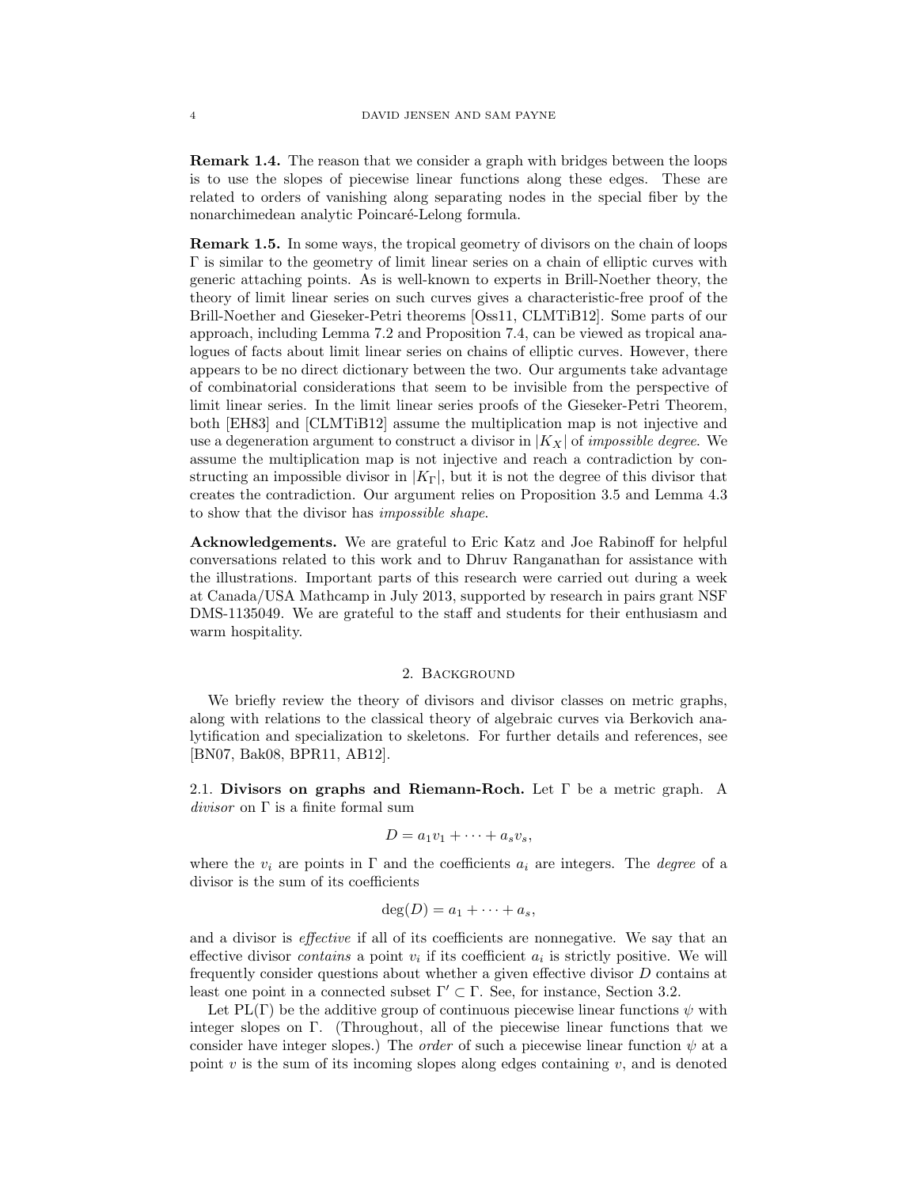**Remark 1.4.** The reason that we consider a graph with bridges between the loops is to use the slopes of piecewise linear functions along these edges. These are related to orders of vanishing along separating nodes in the special fiber by the nonarchimedean analytic Poincaré-Lelong formula.

**Remark 1.5.** In some ways, the tropical geometry of divisors on the chain of loops $\Gamma$ is similar to the geometry of limit linear series on a chain of elliptic curves with generic attaching points. As is well-known to experts in Brill-Noether theory, the theory of limit linear series on such curves gives a characteristic-free proof of the Brill-Noether and Gieseker-Petri theorems [Oss11, CLMTiB12]. Some parts of our approach, including Lemma 7.2 and Proposition 7.4, can be viewed as tropical analogues of facts about limit linear series on chains of elliptic curves. However, there appears to be no direct dictionary between the two. Our arguments take advantage of combinatorial considerations that seem to be invisible from the perspective of limit linear series. In the limit linear series proofs of the Gieseker-Petri Theorem, both [EH83] and [CLMTiB12] assume the multiplication map is not injective and use a degeneration argument to construct a divisor in $|K_X|$ of *impossible degree*. We assume the multiplication map is not injective and reach a contradiction by constructing an impossible divisor in $|K_\Gamma|$, but it is not the degree of this divisor that creates the contradiction. Our argument relies on Proposition 3.5 and Lemma 4.3 to show that the divisor has *impossible shape*.

**Acknowledgements.** We are grateful to Eric Katz and Joe Rabinoff for helpful conversations related to this work and to Dhruv Ranganathan for assistance with the illustrations. Important parts of this research were carried out during a week at Canada/USA Mathcamp in July 2013, supported by research in pairs grant NSF DMS-1135049. We are grateful to the staff and students for their enthusiasm and warm hospitality.

## 2. Background

We briefly review the theory of divisors and divisor classes on metric graphs, along with relations to the classical theory of algebraic curves via Berkovich analytification and specialization to skeletons. For further details and references, see [BN07, Bak08, BPR11, AB12].

### 2.1. Divisors on graphs and Riemann-Roch.

Let $\Gamma$ be a metric graph. A *divisor* on $\Gamma$ is a finite formal sum

$$D = a_1v_1 + \cdots + a_sv_s,$$

where the $v_i$ are points in $\Gamma$ and the coefficients $a_i$ are integers. The *degree* of a divisor is the sum of its coefficients

$$\deg(D) = a_1 + \cdots + a_s,$$

and a divisor is *effective* if all of its coefficients are nonnegative. We say that an effective divisor *contains* a point $v_i$ if its coefficient $a_i$ is strictly positive. We will frequently consider questions about whether a given effective divisor $D$ contains at least one point in a connected subset $\Gamma' \subset \Gamma$. See, for instance, Section 3.2.

Let $\mathrm{PL}(\Gamma)$ be the additive group of continuous piecewise linear functions $\psi$ with integer slopes on $\Gamma$. (Throughout, all of the piecewise linear functions that we consider have integer slopes.) The *order* of such a piecewise linear function $\psi$ at a point $v$ is the sum of its incoming slopes along edges containing $v$, and is denoted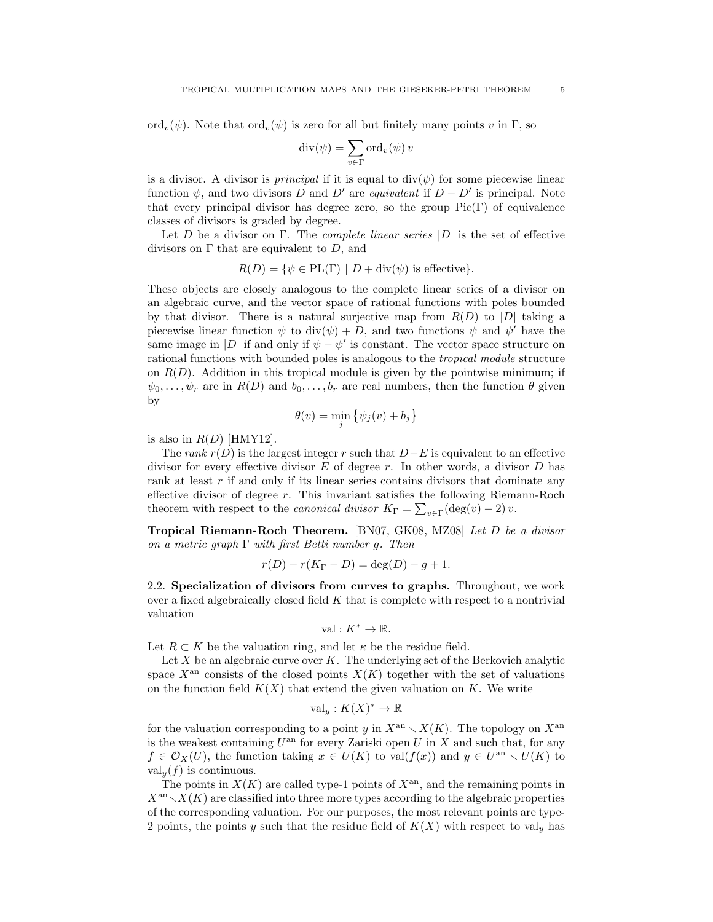$\mathrm{ord}_v(\psi)$. Note that $\mathrm{ord}_v(\psi)$ is zero for all but finitely many points $v$ in $\Gamma$, so

$$\mathrm{div}(\psi) = \sum_{v \in \Gamma} \mathrm{ord}_v(\psi)\, v$$

is a divisor. A divisor is *principal* if it is equal to $\mathrm{div}(\psi)$ for some piecewise linear function $\psi$, and two divisors $D$ and $D'$ are *equivalent* if $D - D'$ is principal. Note that every principal divisor has degree zero, so the group $\mathrm{Pic}(\Gamma)$ of equivalence classes of divisors is graded by degree.

Let $D$ be a divisor on $\Gamma$. The *complete linear series* $|D|$ is the set of effective divisors on $\Gamma$ that are equivalent to $D$, and

$$R(D) = \{\psi \in \mathrm{PL}(\Gamma) \mid D + \mathrm{div}(\psi) \text{ is effective}\}.$$

These objects are closely analogous to the complete linear series of a divisor on an algebraic curve, and the vector space of rational functions with poles bounded by that divisor. There is a natural surjective map from $R(D)$ to $|D|$ taking a piecewise linear function $\psi$ to $\mathrm{div}(\psi) + D$, and two functions $\psi$ and $\psi'$ have the same image in $|D|$ if and only if $\psi - \psi'$ is constant. The vector space structure on rational functions with bounded poles is analogous to the *tropical module* structure on $R(D)$. Addition in this tropical module is given by the pointwise minimum; if $\psi_0, \ldots, \psi_r$ are in $R(D)$ and $b_0, \ldots, b_r$ are real numbers, then the function $\theta$ given by

$$\theta(v) = \min_j \left\{ \psi_j(v) + b_j \right\}$$

is also in $R(D)$ [HMY12].

The *rank* $r(D)$ is the largest integer $r$ such that $D - E$ is equivalent to an effective divisor for every effective divisor $E$ of degree $r$. In other words, a divisor $D$ has rank at least $r$ if and only if its linear series contains divisors that dominate any effective divisor of degree $r$. This invariant satisfies the following Riemann-Roch theorem with respect to the *canonical divisor* $K_\Gamma = \sum_{v \in \Gamma} (\deg(v) - 2)\, v$.

**Tropical Riemann-Roch Theorem.** [BN07, GK08, MZ08] *Let $D$ be a divisor on a metric graph $\Gamma$ with first Betti number $g$. Then*

$$r(D) - r(K_\Gamma - D) = \deg(D) - g + 1.$$

### 2.2. Specialization of divisors from curves to graphs.

Throughout, we work over a fixed algebraically closed field $K$ that is complete with respect to a nontrivial valuation

$$\mathrm{val} : K^* \to \mathbb{R}.$$

Let $R \subset K$ be the valuation ring, and let $\kappa$ be the residue field.

Let $X$ be an algebraic curve over $K$. The underlying set of the Berkovich analytic space $X^{\mathrm{an}}$ consists of the closed points $X(K)$ together with the set of valuations on the function field $K(X)$ that extend the given valuation on $K$. We write

$$\mathrm{val}_y : K(X)^* \to \mathbb{R}$$

for the valuation corresponding to a point $y$ in $X^{\mathrm{an}} \smallsetminus X(K)$. The topology on $X^{\mathrm{an}}$ is the weakest containing $U^{\mathrm{an}}$ for every Zariski open $U$ in $X$ and such that, for any $f \in \mathcal{O}_X(U)$, the function taking $x \in U(K)$ to $\mathrm{val}(f(x))$ and $y \in U^{\mathrm{an}} \smallsetminus U(K)$ to $\mathrm{val}_y(f)$ is continuous.

The points in $X(K)$ are called type-1 points of $X^{\mathrm{an}}$, and the remaining points in $X^{\mathrm{an}} \smallsetminus X(K)$ are classified into three more types according to the algebraic properties of the corresponding valuation. For our purposes, the most relevant points are type-2 points, the points $y$ such that the residue field of $K(X)$ with respect to $\mathrm{val}_y$ has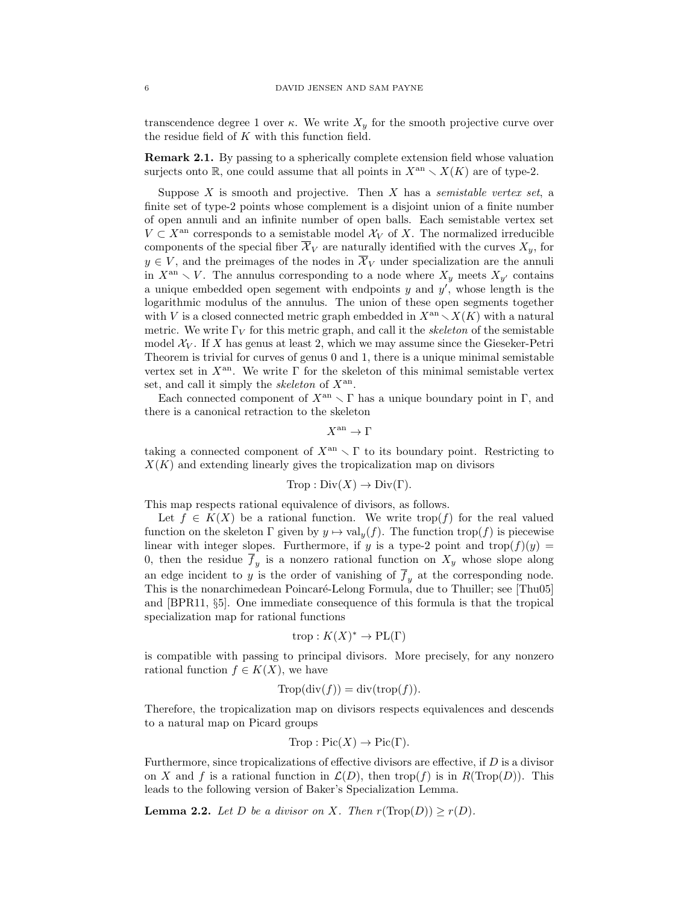transcendence degree 1 over $\kappa$. We write $X_y$ for the smooth projective curve over the residue field of $K$ with this function field.

**Remark 2.1.** By passing to a spherically complete extension field whose valuation surjects onto $\mathbb{R}$, one could assume that all points in $X^{\mathrm{an}} \smallsetminus X(K)$ are of type-2.

Suppose $X$ is smooth and projective. Then $X$ has a *semistable vertex set*, a finite set of type-2 points whose complement is a disjoint union of a finite number of open annuli and an infinite number of open balls. Each semistable vertex set $V \subset X^{\mathrm{an}}$ corresponds to a semistable model $\mathcal{X}_V$ of $X$. The normalized irreducible components of the special fiber $\overline{\mathcal{X}}_V$ are naturally identified with the curves $X_y$, for $y \in V$, and the preimages of the nodes in $\overline{\mathcal{X}}_V$ under specialization are the annuli in $X^{\mathrm{an}} \smallsetminus V$. The annulus corresponding to a node where $X_y$ meets $X_{y'}$ contains a unique embedded open segement with endpoints $y$ and $y'$, whose length is the logarithmic modulus of the annulus. The union of these open segments together with $V$ is a closed connected metric graph embedded in $X^{\mathrm{an}} \smallsetminus X(K)$ with a natural metric. We write $\Gamma_V$ for this metric graph, and call it the *skeleton* of the semistable model $\mathcal{X}_V$. If $X$ has genus at least 2, which we may assume since the Gieseker-Petri Theorem is trivial for curves of genus 0 and 1, there is a unique minimal semistable vertex set in $X^{\mathrm{an}}$. We write $\Gamma$ for the skeleton of this minimal semistable vertex set, and call it simply the *skeleton* of $X^{\mathrm{an}}$.

Each connected component of $X^{\mathrm{an}} \smallsetminus \Gamma$ has a unique boundary point in $\Gamma$, and there is a canonical retraction to the skeleton

$$X^{\mathrm{an}} \to \Gamma$$

taking a connected component of $X^{\mathrm{an}} \smallsetminus \Gamma$ to its boundary point. Restricting to $X(K)$ and extending linearly gives the tropicalization map on divisors

$$\mathrm{Trop} : \mathrm{Div}(X) \to \mathrm{Div}(\Gamma).$$

This map respects rational equivalence of divisors, as follows.

Let $f \in K(X)$ be a rational function. We write $\mathrm{trop}(f)$ for the real valued function on the skeleton $\Gamma$ given by $y \mapsto \mathrm{val}_y(f)$. The function $\mathrm{trop}(f)$ is piecewise linear with integer slopes. Furthermore, if $y$ is a type-2 point and $\mathrm{trop}(f)(y) = 0$, then the residue $\overline{f}_y$ is a nonzero rational function on $X_y$ whose slope along an edge incident to $y$ is the order of vanishing of $\overline{f}_y$ at the corresponding node. This is the nonarchimedean Poincaré-Lelong Formula, due to Thuiller; see [Thu05] and [BPR11, §5]. One immediate consequence of this formula is that the tropical specialization map for rational functions

$$\mathrm{trop} : K(X)^* \to \mathrm{PL}(\Gamma)$$

is compatible with passing to principal divisors. More precisely, for any nonzero rational function $f \in K(X)$, we have

$$\mathrm{Trop}(\mathrm{div}(f)) = \mathrm{div}(\mathrm{trop}(f)).$$

Therefore, the tropicalization map on divisors respects equivalences and descends to a natural map on Picard groups

$$\mathrm{Trop} : \mathrm{Pic}(X) \to \mathrm{Pic}(\Gamma).$$

Furthermore, since tropicalizations of effective divisors are effective, if $D$ is a divisor on $X$ and $f$ is a rational function in $\mathcal{L}(D)$, then $\mathrm{trop}(f)$ is in $R(\mathrm{Trop}(D))$. This leads to the following version of Baker's Specialization Lemma.

**Lemma 2.2.** *Let $D$ be a divisor on $X$. Then $r(\mathrm{Trop}(D)) \geq r(D)$.*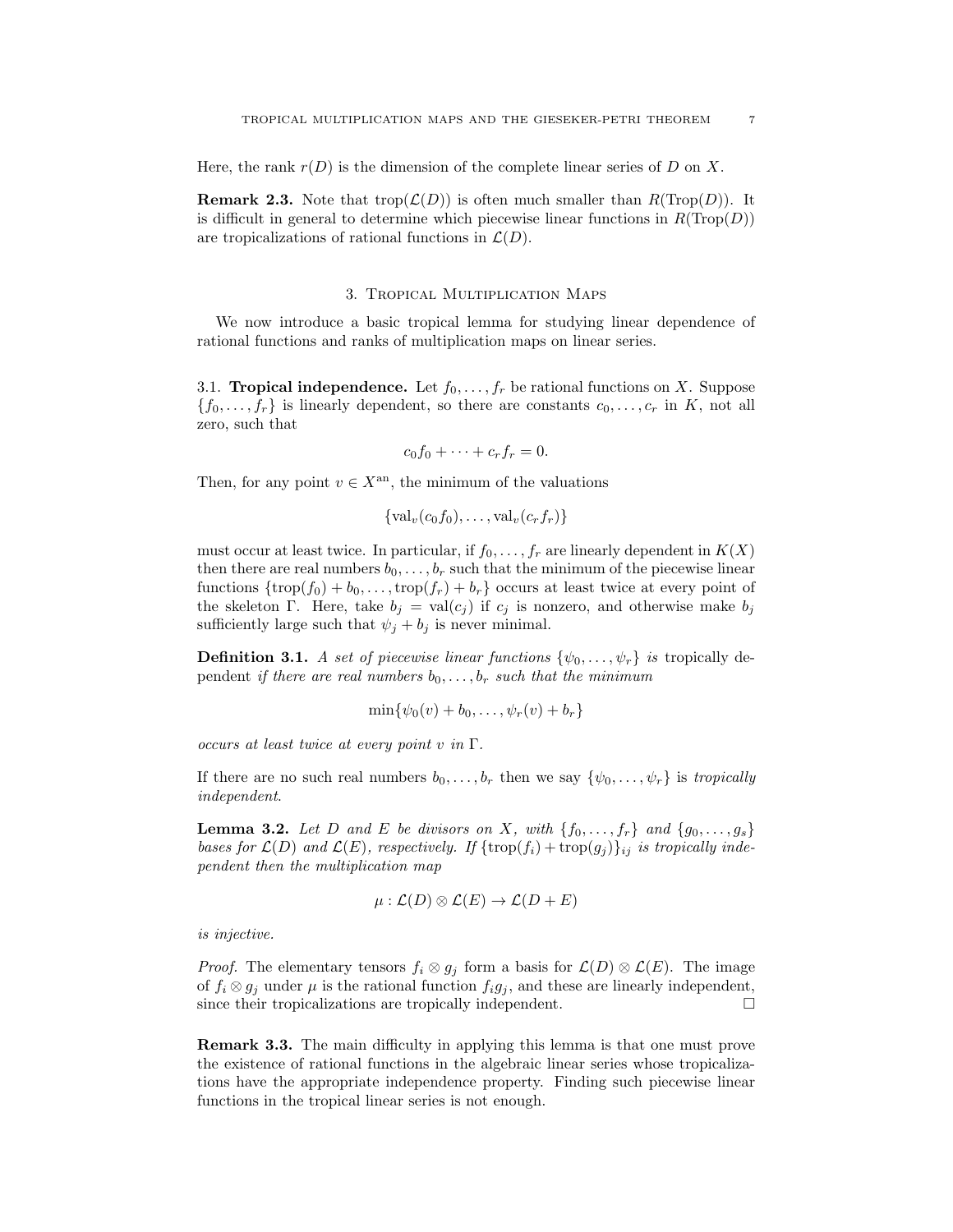Here, the rank $r(D)$ is the dimension of the complete linear series of $D$ on $X$.

**Remark 2.3.** Note that $\mathrm{trop}(\mathcal{L}(D))$ is often much smaller than $R(\mathrm{Trop}(D))$. It is difficult in general to determine which piecewise linear functions in $R(\mathrm{Trop}(D))$ are tropicalizations of rational functions in $\mathcal{L}(D)$.

## 3. Tropical Multiplication Maps

We now introduce a basic tropical lemma for studying linear dependence of rational functions and ranks of multiplication maps on linear series.

3.1. **Tropical independence.** Let $f_0, \ldots, f_r$ be rational functions on $X$. Suppose $\{f_0, \ldots, f_r\}$ is linearly dependent, so there are constants $c_0, \ldots, c_r$ in $K$, not all zero, such that

$$c_0 f_0 + \cdots + c_r f_r = 0.$$

Then, for any point $v \in X^{\mathrm{an}}$, the minimum of the valuations

$$\{\mathrm{val}_v(c_0 f_0), \ldots, \mathrm{val}_v(c_r f_r)\}$$

must occur at least twice. In particular, if $f_0, \ldots, f_r$ are linearly dependent in $K(X)$ then there are real numbers $b_0, \ldots, b_r$ such that the minimum of the piecewise linear functions $\{\mathrm{trop}(f_0) + b_0, \ldots, \mathrm{trop}(f_r) + b_r\}$ occurs at least twice at every point of the skeleton $\Gamma$. Here, take $b_j = \mathrm{val}(c_j)$ if $c_j$ is nonzero, and otherwise make $b_j$ sufficiently large such that $\psi_j + b_j$ is never minimal.

**Definition 3.1.** *A set of piecewise linear functions $\{\psi_0, \ldots, \psi_r\}$ is* tropically dependent *if there are real numbers $b_0, \ldots, b_r$ such that the minimum*

$$\min\{\psi_0(v) + b_0, \ldots, \psi_r(v) + b_r\}$$

*occurs at least twice at every point $v$ in $\Gamma$.*

If there are no such real numbers $b_0, \ldots, b_r$ then we say $\{\psi_0, \ldots, \psi_r\}$ is *tropically independent*.

**Lemma 3.2.** *Let $D$ and $E$ be divisors on $X$, with $\{f_0, \ldots, f_r\}$ and $\{g_0, \ldots, g_s\}$ bases for $\mathcal{L}(D)$ and $\mathcal{L}(E)$, respectively. If $\{\mathrm{trop}(f_i) + \mathrm{trop}(g_j)\}_{ij}$ is tropically independent then the multiplication map*

$$\mu : \mathcal{L}(D) \otimes \mathcal{L}(E) \to \mathcal{L}(D + E)$$

*is injective.*

*Proof.* The elementary tensors $f_i \otimes g_j$ form a basis for $\mathcal{L}(D) \otimes \mathcal{L}(E)$. The image of $f_i \otimes g_j$ under $\mu$ is the rational function $f_i g_j$, and these are linearly independent, since their tropicalizations are tropically independent. □

**Remark 3.3.** The main difficulty in applying this lemma is that one must prove the existence of rational functions in the algebraic linear series whose tropicalizations have the appropriate independence property. Finding such piecewise linear functions in the tropical linear series is not enough.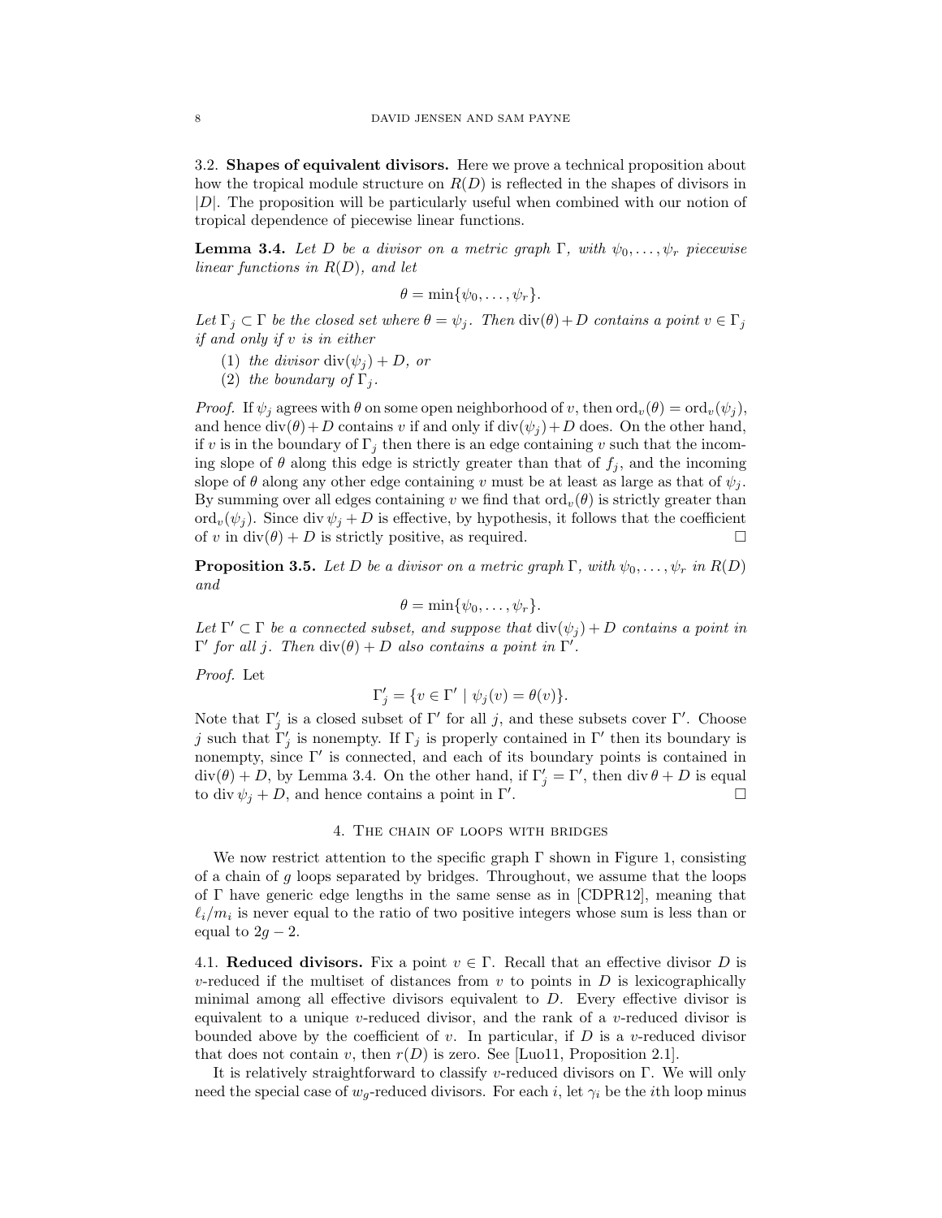### 3.2. **Shapes of equivalent divisors.**

Here we prove a technical proposition about how the tropical module structure on $R(D)$ is reflected in the shapes of divisors in $|D|$. The proposition will be particularly useful when combined with our notion of tropical dependence of piecewise linear functions.

**Lemma 3.4.** *Let $D$ be a divisor on a metric graph $\Gamma$, with $\psi_0, \ldots, \psi_r$ piecewise linear functions in $R(D)$, and let*

$$\theta = \min\{\psi_0, \ldots, \psi_r\}.$$

*Let $\Gamma_j \subset \Gamma$ be the closed set where $\theta = \psi_j$. Then $\operatorname{div}(\theta) + D$ contains a point $v \in \Gamma_j$ if and only if $v$ is in either*

1. *the divisor $\operatorname{div}(\psi_j) + D$, or*
2. *the boundary of $\Gamma_j$.*

*Proof.* If $\psi_j$ agrees with $\theta$ on some open neighborhood of $v$, then $\operatorname{ord}_v(\theta) = \operatorname{ord}_v(\psi_j)$, and hence $\operatorname{div}(\theta) + D$ contains $v$ if and only if $\operatorname{div}(\psi_j) + D$ does. On the other hand, if $v$ is in the boundary of $\Gamma_j$ then there is an edge containing $v$ such that the incoming slope of $\theta$ along this edge is strictly greater than that of $f_j$, and the incoming slope of $\theta$ along any other edge containing $v$ must be at least as large as that of $\psi_j$. By summing over all edges containing $v$ we find that $\operatorname{ord}_v(\theta)$ is strictly greater than $\operatorname{ord}_v(\psi_j)$. Since $\operatorname{div} \psi_j + D$ is effective, by hypothesis, it follows that the coefficient of $v$ in $\operatorname{div}(\theta) + D$ is strictly positive, as required. □

**Proposition 3.5.** *Let $D$ be a divisor on a metric graph $\Gamma$, with $\psi_0, \ldots, \psi_r$ in $R(D)$ and*

$$\theta = \min\{\psi_0, \ldots, \psi_r\}.$$

*Let $\Gamma' \subset \Gamma$ be a connected subset, and suppose that $\operatorname{div}(\psi_j) + D$ contains a point in $\Gamma'$ for all $j$. Then $\operatorname{div}(\theta) + D$ also contains a point in $\Gamma'$.*

*Proof.* Let

$$\Gamma'_j = \{v \in \Gamma' \mid \psi_j(v) = \theta(v)\}.$$

Note that $\Gamma'_j$ is a closed subset of $\Gamma'$ for all $j$, and these subsets cover $\Gamma'$. Choose $j$ such that $\Gamma'_j$ is nonempty. If $\Gamma_j$ is properly contained in $\Gamma'$ then its boundary is nonempty, since $\Gamma'$ is connected, and each of its boundary points is contained in $\operatorname{div}(\theta) + D$, by Lemma 3.4. On the other hand, if $\Gamma'_j = \Gamma'$, then $\operatorname{div} \theta + D$ is equal to $\operatorname{div} \psi_j + D$, and hence contains a point in $\Gamma'$. □

## 4. The chain of loops with bridges

We now restrict attention to the specific graph $\Gamma$ shown in Figure 1, consisting of a chain of $g$ loops separated by bridges. Throughout, we assume that the loops of $\Gamma$ have generic edge lengths in the same sense as in [CDPR12], meaning that $\ell_i/m_i$ is never equal to the ratio of two positive integers whose sum is less than or equal to $2g - 2$.

### 4.1. **Reduced divisors.**

Fix a point $v \in \Gamma$. Recall that an effective divisor $D$ is $v$-reduced if the multiset of distances from $v$ to points in $D$ is lexicographically minimal among all effective divisors equivalent to $D$. Every effective divisor is equivalent to a unique $v$-reduced divisor, and the rank of a $v$-reduced divisor is bounded above by the coefficient of $v$. In particular, if $D$ is a $v$-reduced divisor that does not contain $v$, then $r(D)$ is zero. See [Luo11, Proposition 2.1].

It is relatively straightforward to classify $v$-reduced divisors on $\Gamma$. We will only need the special case of $w_g$-reduced divisors. For each $i$, let $\gamma_i$ be the $i$th loop minus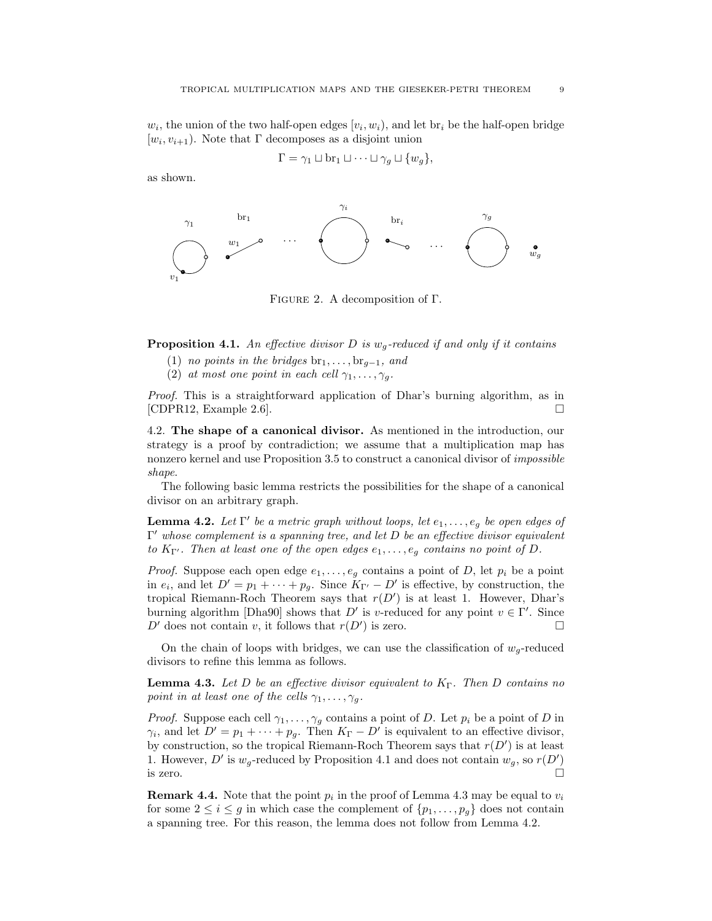$w_i$, the union of the two half-open edges $[v_i, w_i)$, and let $\mathrm{br}_i$ be the half-open bridge $[w_i, v_{i+1})$. Note that $\Gamma$ decomposes as a disjoint union

$$\Gamma = \gamma_1 \sqcup \mathrm{br}_1 \sqcup \cdots \sqcup \gamma_g \sqcup \{w_g\},$$

as shown.

FIGURE 2. A decomposition of $\Gamma$.

**Proposition 4.1.** *An effective divisor $D$ is $w_g$-reduced if and only if it contains*

1. *no points in the bridges $\mathrm{br}_1, \ldots, \mathrm{br}_{g-1}$, and*
2. *at most one point in each cell $\gamma_1, \ldots, \gamma_g$.*

*Proof.* This is a straightforward application of Dhar's burning algorithm, as in [CDPR12, Example 2.6]. □

4.2. **The shape of a canonical divisor.** As mentioned in the introduction, our strategy is a proof by contradiction; we assume that a multiplication map has nonzero kernel and use Proposition 3.5 to construct a canonical divisor of *impossible shape*.

The following basic lemma restricts the possibilities for the shape of a canonical divisor on an arbitrary graph.

**Lemma 4.2.** *Let $\Gamma'$ be a metric graph without loops, let $e_1, \ldots, e_g$ be open edges of $\Gamma'$ whose complement is a spanning tree, and let $D$ be an effective divisor equivalent to $K_{\Gamma'}$. Then at least one of the open edges $e_1, \ldots, e_g$ contains no point of $D$.*

*Proof.* Suppose each open edge $e_1, \ldots, e_g$ contains a point of $D$, let $p_i$ be a point in $e_i$, and let $D' = p_1 + \cdots + p_g$. Since $K_{\Gamma'} - D'$ is effective, by construction, the tropical Riemann-Roch Theorem says that $r(D')$ is at least 1. However, Dhar's burning algorithm [Dha90] shows that $D'$ is $v$-reduced for any point $v \in \Gamma'$. Since $D'$ does not contain $v$, it follows that $r(D')$ is zero. □

On the chain of loops with bridges, we can use the classification of $w_g$-reduced divisors to refine this lemma as follows.

**Lemma 4.3.** *Let $D$ be an effective divisor equivalent to $K_\Gamma$. Then $D$ contains no point in at least one of the cells $\gamma_1, \ldots, \gamma_g$.*

*Proof.* Suppose each cell $\gamma_1, \ldots, \gamma_g$ contains a point of $D$. Let $p_i$ be a point of $D$ in $\gamma_i$, and let $D' = p_1 + \cdots + p_g$. Then $K_\Gamma - D'$ is equivalent to an effective divisor, by construction, so the tropical Riemann-Roch Theorem says that $r(D')$ is at least 1. However, $D'$ is $w_g$-reduced by Proposition 4.1 and does not contain $w_g$, so $r(D')$ is zero. □

**Remark 4.4.** Note that the point $p_i$ in the proof of Lemma 4.3 may be equal to $v_i$ for some $2 \leq i \leq g$ in which case the complement of $\{p_1, \ldots, p_g\}$ does not contain a spanning tree. For this reason, the lemma does not follow from Lemma 4.2.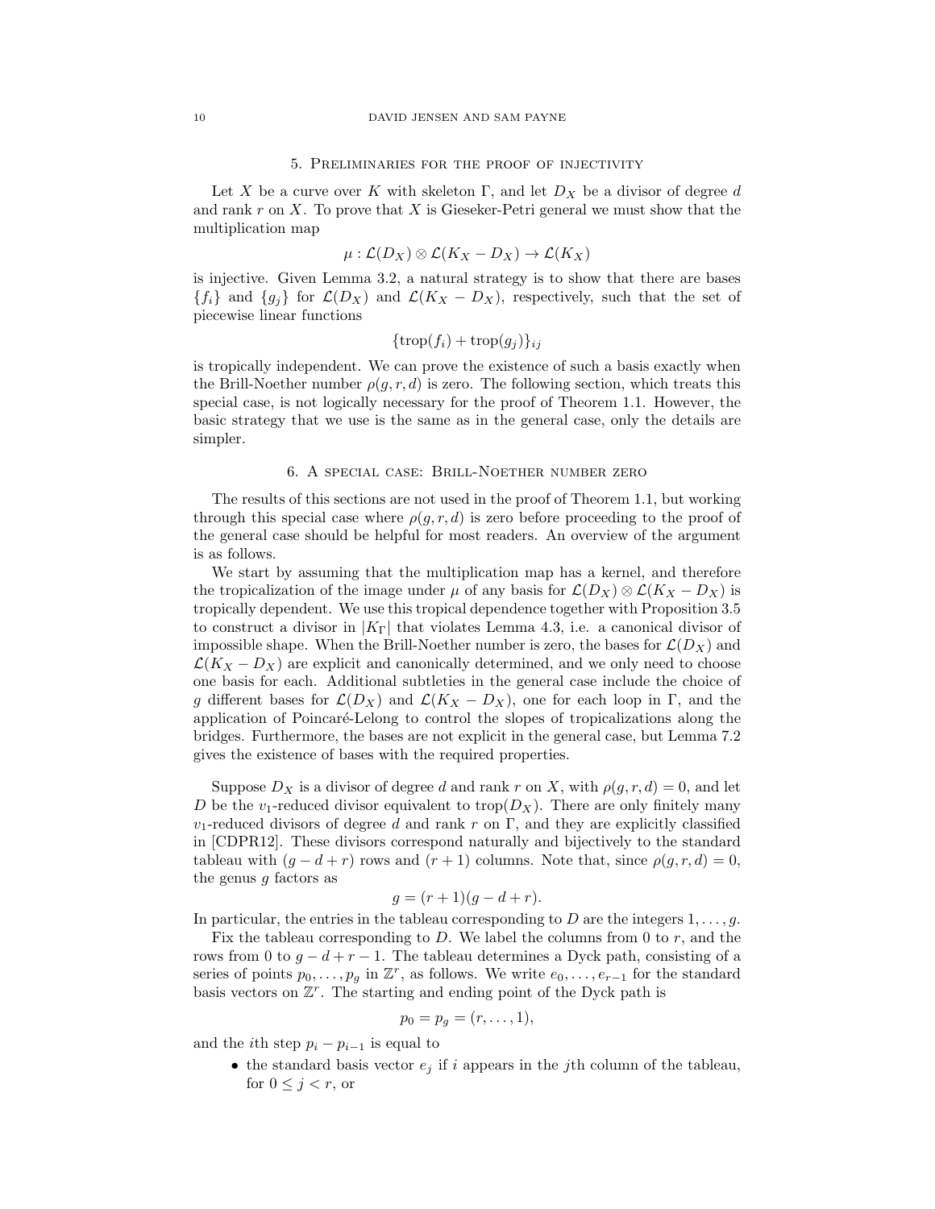## 5. Preliminaries for the proof of injectivity

Let $X$ be a curve over $K$ with skeleton $\Gamma$, and let $D_X$ be a divisor of degree $d$ and rank $r$ on $X$. To prove that $X$ is Gieseker-Petri general we must show that the multiplication map

$$\mu : \mathcal{L}(D_X) \otimes \mathcal{L}(K_X - D_X) \to \mathcal{L}(K_X)$$

is injective. Given Lemma 3.2, a natural strategy is to show that there are bases $\{f_i\}$ and $\{g_j\}$ for $\mathcal{L}(D_X)$ and $\mathcal{L}(K_X - D_X)$, respectively, such that the set of piecewise linear functions

$$\{\text{trop}(f_i) + \text{trop}(g_j)\}_{ij}$$

is tropically independent. We can prove the existence of such a basis exactly when the Brill-Noether number $\rho(g, r, d)$ is zero. The following section, which treats this special case, is not logically necessary for the proof of Theorem 1.1. However, the basic strategy that we use is the same as in the general case, only the details are simpler.

## 6. A special case: Brill-Noether number zero

The results of this sections are not used in the proof of Theorem 1.1, but working through this special case where $\rho(g, r, d)$ is zero before proceeding to the proof of the general case should be helpful for most readers. An overview of the argument is as follows.

We start by assuming that the multiplication map has a kernel, and therefore the tropicalization of the image under $\mu$ of any basis for $\mathcal{L}(D_X) \otimes \mathcal{L}(K_X - D_X)$ is tropically dependent. We use this tropical dependence together with Proposition 3.5 to construct a divisor in $|K_\Gamma|$ that violates Lemma 4.3, i.e. a canonical divisor of impossible shape. When the Brill-Noether number is zero, the bases for $\mathcal{L}(D_X)$ and $\mathcal{L}(K_X - D_X)$ are explicit and canonically determined, and we only need to choose one basis for each. Additional subtleties in the general case include the choice of $g$ different bases for $\mathcal{L}(D_X)$ and $\mathcal{L}(K_X - D_X)$, one for each loop in $\Gamma$, and the application of Poincaré-Lelong to control the slopes of tropicalizations along the bridges. Furthermore, the bases are not explicit in the general case, but Lemma 7.2 gives the existence of bases with the required properties.

Suppose $D_X$ is a divisor of degree $d$ and rank $r$ on $X$, with $\rho(g, r, d) = 0$, and let $D$ be the $v_1$-reduced divisor equivalent to $\text{trop}(D_X)$. There are only finitely many $v_1$-reduced divisors of degree $d$ and rank $r$ on $\Gamma$, and they are explicitly classified in [CDPR12]. These divisors correspond naturally and bijectively to the standard tableau with $(g - d + r)$ rows and $(r + 1)$ columns. Note that, since $\rho(g, r, d) = 0$, the genus $g$ factors as

$$g = (r + 1)(g - d + r).$$

In particular, the entries in the tableau corresponding to $D$ are the integers $1, \ldots, g$.

Fix the tableau corresponding to $D$. We label the columns from 0 to $r$, and the rows from 0 to $g - d + r - 1$. The tableau determines a Dyck path, consisting of a series of points $p_0, \ldots, p_g$ in $\mathbb{Z}^r$, as follows. We write $e_0, \ldots, e_{r-1}$ for the standard basis vectors on $\mathbb{Z}^r$. The starting and ending point of the Dyck path is

$$p_0 = p_g = (r, \ldots, 1),$$

and the $i$th step $p_i - p_{i-1}$ is equal to

- the standard basis vector $e_j$ if $i$ appears in the $j$th column of the tableau, for $0 \leq j < r$, or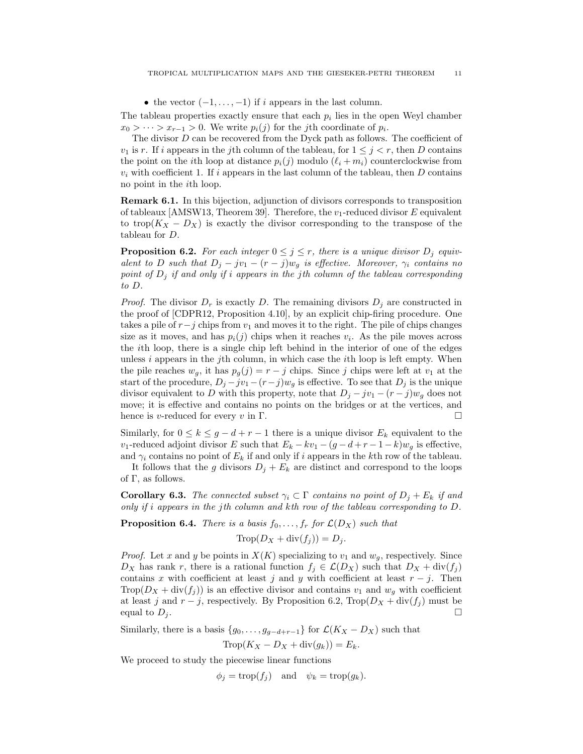- the vector $(-1,\dots,-1)$ if $i$ appears in the last column.

The tableau properties exactly ensure that each $p_i$ lies in the open Weyl chamber $x_0 > \cdots > x_{r-1} > 0$. We write $p_i(j)$ for the $j$th coordinate of $p_i$.

The divisor $D$ can be recovered from the Dyck path as follows. The coefficient of $v_1$ is $r$. If $i$ appears in the $j$th column of the tableau, for $1 \leq j < r$, then $D$ contains the point on the $i$th loop at distance $p_i(j)$ modulo $(\ell_i + m_i)$ counterclockwise from $v_i$ with coefficient 1. If $i$ appears in the last column of the tableau, then $D$ contains no point in the $i$th loop.

**Remark 6.1.** In this bijection, adjunction of divisors corresponds to transposition of tableaux [AMSW13, Theorem 39]. Therefore, the $v_1$-reduced divisor $E$ equivalent to $\mathrm{trop}(K_X - D_X)$ is exactly the divisor corresponding to the transpose of the tableau for $D$.

**Proposition 6.2.** *For each integer $0 \leq j \leq r$, there is a unique divisor $D_j$ equivalent to $D$ such that $D_j - jv_1 - (r-j)w_g$ is effective. Moreover, $\gamma_i$ contains no point of $D_j$ if and only if $i$ appears in the $j$th column of the tableau corresponding to $D$.*

*Proof.* The divisor $D_r$ is exactly $D$. The remaining divisors $D_j$ are constructed in the proof of [CDPR12, Proposition 4.10], by an explicit chip-firing procedure. One takes a pile of $r-j$ chips from $v_1$ and moves it to the right. The pile of chips changes size as it moves, and has $p_i(j)$ chips when it reaches $v_i$. As the pile moves across the $i$th loop, there is a single chip left behind in the interior of one of the edges unless $i$ appears in the $j$th column, in which case the $i$th loop is left empty. When the pile reaches $w_g$, it has $p_g(j) = r - j$ chips. Since $j$ chips were left at $v_1$ at the start of the procedure, $D_j - jv_1 - (r-j)w_g$ is effective. To see that $D_j$ is the unique divisor equivalent to $D$ with this property, note that $D_j - jv_1 - (r-j)w_g$ does not move; it is effective and contains no points on the bridges or at the vertices, and hence is $v$-reduced for every $v$ in $\Gamma$. $\square$

Similarly, for $0 \leq k \leq g - d + r - 1$ there is a unique divisor $E_k$ equivalent to the $v_1$-reduced adjoint divisor $E$ such that $E_k - kv_1 - (g-d+r-1-k)w_g$ is effective, and $\gamma_i$ contains no point of $E_k$ if and only if $i$ appears in the $k$th row of the tableau.

It follows that the $g$ divisors $D_j + E_k$ are distinct and correspond to the loops of $\Gamma$, as follows.

**Corollary 6.3.** *The connected subset $\gamma_i \subset \Gamma$ contains no point of $D_j + E_k$ if and only if $i$ appears in the $j$th column and $k$th row of the tableau corresponding to $D$.*

**Proposition 6.4.** *There is a basis $f_0, \dots, f_r$ for $\mathcal{L}(D_X)$ such that*

$$\mathrm{Trop}(D_X + \mathrm{div}(f_j)) = D_j.$$

*Proof.* Let $x$ and $y$ be points in $X(K)$ specializing to $v_1$ and $w_g$, respectively. Since $D_X$ has rank $r$, there is a rational function $f_j \in \mathcal{L}(D_X)$ such that $D_X + \mathrm{div}(f_j)$ contains $x$ with coefficient at least $j$ and $y$ with coefficient at least $r-j$. Then $\mathrm{Trop}(D_X + \mathrm{div}(f_j))$ is an effective divisor and contains $v_1$ and $w_g$ with coefficient at least $j$ and $r-j$, respectively. By Proposition 6.2, $\mathrm{Trop}(D_X + \mathrm{div}(f_j))$ must be equal to $D_j$. $\square$

Similarly, there is a basis $\{g_0, \dots, g_{g-d+r-1}\}$ for $\mathcal{L}(K_X - D_X)$ such that

$$\mathrm{Trop}(K_X - D_X + \mathrm{div}(g_k)) = E_k.$$

We proceed to study the piecewise linear functions

$$\phi_j = \mathrm{trop}(f_j) \quad \text{and} \quad \psi_k = \mathrm{trop}(g_k).$$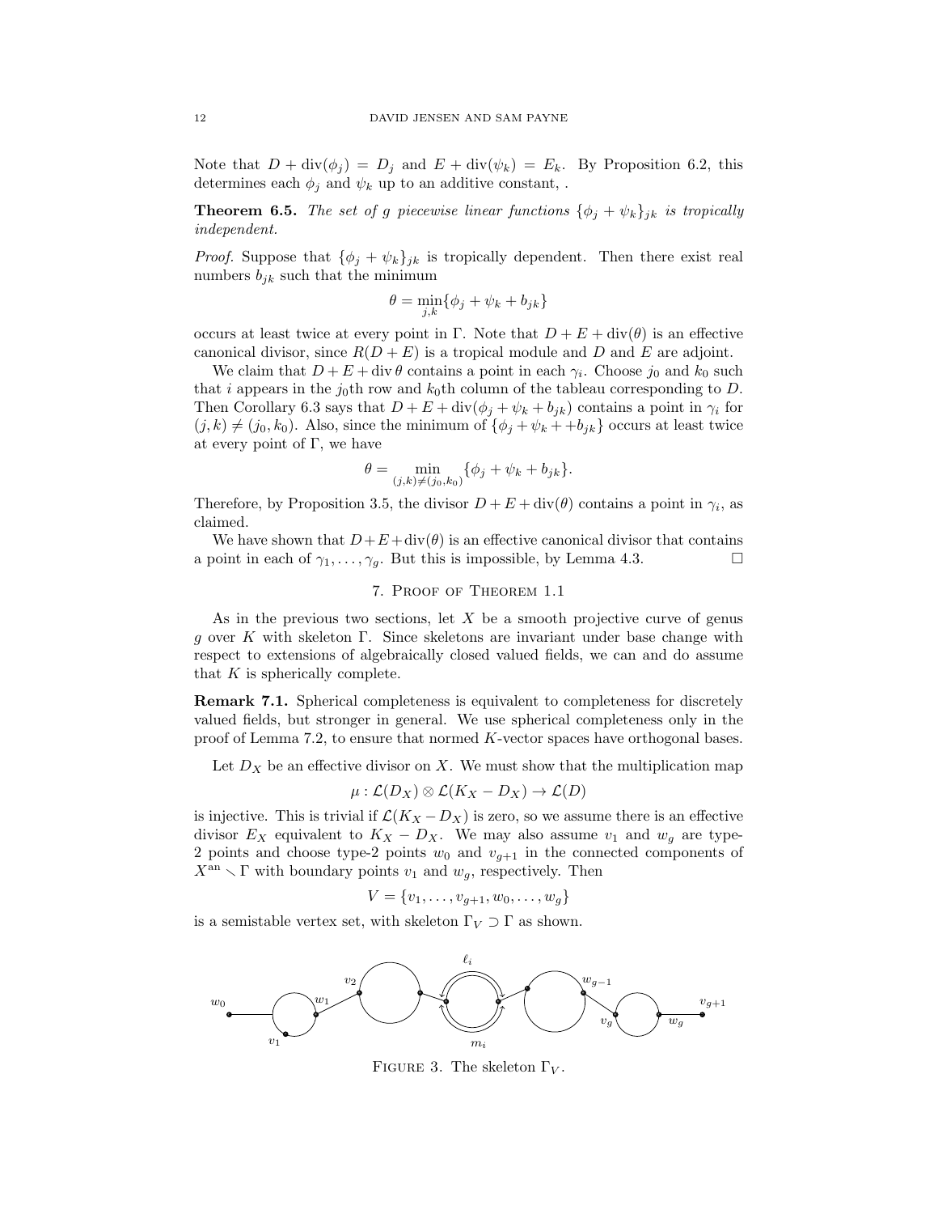Note that $D + \operatorname{div}(\phi_j) = D_j$ and $E + \operatorname{div}(\psi_k) = E_k$. By Proposition 6.2, this determines each $\phi_j$ and $\psi_k$ up to an additive constant, .

**Theorem 6.5.** *The set of $g$ piecewise linear functions $\{\phi_j + \psi_k\}_{jk}$ is tropically independent.*

*Proof.* Suppose that $\{\phi_j + \psi_k\}_{jk}$ is tropically dependent. Then there exist real numbers $b_{jk}$ such that the minimum

$$\theta = \min_{j,k}\{\phi_j + \psi_k + b_{jk}\}$$

occurs at least twice at every point in $\Gamma$. Note that $D + E + \operatorname{div}(\theta)$ is an effective canonical divisor, since $R(D + E)$ is a tropical module and $D$ and $E$ are adjoint.

We claim that $D + E + \operatorname{div}\theta$ contains a point in each $\gamma_i$. Choose $j_0$ and $k_0$ such that $i$ appears in the $j_0$th row and $k_0$th column of the tableau corresponding to $D$. Then Corollary 6.3 says that $D + E + \operatorname{div}(\phi_j + \psi_k + b_{jk})$ contains a point in $\gamma_i$ for $(j, k) \neq (j_0, k_0)$. Also, since the minimum of $\{\phi_j + \psi_k + +b_{jk}\}$ occurs at least twice at every point of $\Gamma$, we have

$$\theta = \min_{(j,k)\neq(j_0,k_0)}\{\phi_j + \psi_k + b_{jk}\}.$$

Therefore, by Proposition 3.5, the divisor $D + E + \operatorname{div}(\theta)$ contains a point in $\gamma_i$, as claimed.

We have shown that $D+E+\operatorname{div}(\theta)$ is an effective canonical divisor that contains a point in each of $\gamma_1, \ldots, \gamma_g$. But this is impossible, by Lemma 4.3. □

## 7. Proof of Theorem 1.1

As in the previous two sections, let $X$ be a smooth projective curve of genus $g$ over $K$ with skeleton $\Gamma$. Since skeletons are invariant under base change with respect to extensions of algebraically closed valued fields, we can and do assume that $K$ is spherically complete.

**Remark 7.1.** Spherical completeness is equivalent to completeness for discretely valued fields, but stronger in general. We use spherical completeness only in the proof of Lemma 7.2, to ensure that normed $K$-vector spaces have orthogonal bases.

Let $D_X$ be an effective divisor on $X$. We must show that the multiplication map

$$\mu : \mathcal{L}(D_X) \otimes \mathcal{L}(K_X - D_X) \to \mathcal{L}(D)$$

is injective. This is trivial if $\mathcal{L}(K_X - D_X)$ is zero, so we assume there is an effective divisor $E_X$ equivalent to $K_X - D_X$. We may also assume $v_1$ and $w_g$ are type-2 points and choose type-2 points $w_0$ and $v_{g+1}$ in the connected components of $X^{\mathrm{an}} \smallsetminus \Gamma$ with boundary points $v_1$ and $w_g$, respectively. Then

$$V = \{v_1, \ldots, v_{g+1}, w_0, \ldots, w_g\}$$

is a semistable vertex set, with skeleton $\Gamma_V \supset \Gamma$ as shown.

FIGURE 3. The skeleton $\Gamma_V$.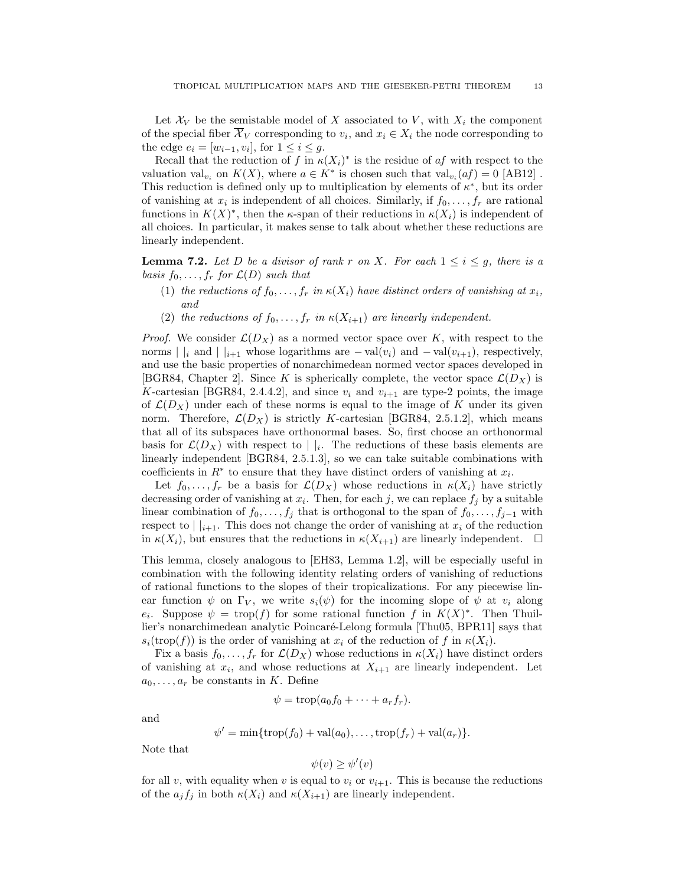Let $\mathcal{X}_V$ be the semistable model of $X$ associated to $V$, with $X_i$ the component of the special fiber $\overline{\mathcal{X}}_V$ corresponding to $v_i$, and $x_i \in X_i$ the node corresponding to the edge $e_i = [w_{i-1}, v_i]$, for $1 \leq i \leq g$.

Recall that the reduction of $f$ in $\kappa(X_i)^*$ is the residue of $af$ with respect to the valuation $\mathrm{val}_{v_i}$ on $K(X)$, where $a \in K^*$ is chosen such that $\mathrm{val}_{v_i}(af) = 0$ [AB12] . This reduction is defined only up to multiplication by elements of $\kappa^*$, but its order of vanishing at $x_i$ is independent of all choices. Similarly, if $f_0, \ldots, f_r$ are rational functions in $K(X)^*$, then the $\kappa$-span of their reductions in $\kappa(X_i)$ is independent of all choices. In particular, it makes sense to talk about whether these reductions are linearly independent.

**Lemma 7.2.** *Let $D$ be a divisor of rank $r$ on $X$. For each $1 \leq i \leq g$, there is a basis $f_0, \ldots, f_r$ for $\mathcal{L}(D)$ such that*

1. *the reductions of $f_0, \ldots, f_r$ in $\kappa(X_i)$ have distinct orders of vanishing at $x_i$, and*
2. *the reductions of $f_0, \ldots, f_r$ in $\kappa(X_{i+1})$ are linearly independent.*

*Proof.* We consider $\mathcal{L}(D_X)$ as a normed vector space over $K$, with respect to the norms $|\ |_i$ and $|\ |_{i+1}$ whose logarithms are $-\mathrm{val}(v_i)$ and $-\mathrm{val}(v_{i+1})$, respectively, and use the basic properties of nonarchimedean normed vector spaces developed in [BGR84, Chapter 2]. Since $K$ is spherically complete, the vector space $\mathcal{L}(D_X)$ is $K$-cartesian [BGR84, 2.4.4.2], and since $v_i$ and $v_{i+1}$ are type-2 points, the image of $\mathcal{L}(D_X)$ under each of these norms is equal to the image of $K$ under its given norm. Therefore, $\mathcal{L}(D_X)$ is strictly $K$-cartesian [BGR84, 2.5.1.2], which means that all of its subspaces have orthonormal bases. So, first choose an orthonormal basis for $\mathcal{L}(D_X)$ with respect to $|\ |_i$. The reductions of these basis elements are linearly independent [BGR84, 2.5.1.3], so we can take suitable combinations with coefficients in $R^*$ to ensure that they have distinct orders of vanishing at $x_i$.

Let $f_0, \ldots, f_r$ be a basis for $\mathcal{L}(D_X)$ whose reductions in $\kappa(X_i)$ have strictly decreasing order of vanishing at $x_i$. Then, for each $j$, we can replace $f_j$ by a suitable linear combination of $f_0, \ldots, f_j$ that is orthogonal to the span of $f_0, \ldots, f_{j-1}$ with respect to $|\ |_{i+1}$. This does not change the order of vanishing at $x_i$ of the reduction in $\kappa(X_i)$, but ensures that the reductions in $\kappa(X_{i+1})$ are linearly independent. $\square$

This lemma, closely analogous to [EH83, Lemma 1.2], will be especially useful in combination with the following identity relating orders of vanishing of reductions of rational functions to the slopes of their tropicalizations. For any piecewise linear function $\psi$ on $\Gamma_V$, we write $s_i(\psi)$ for the incoming slope of $\psi$ at $v_i$ along $e_i$. Suppose $\psi = \mathrm{trop}(f)$ for some rational function $f$ in $K(X)^*$. Then Thuillier's nonarchimedean analytic Poincaré-Lelong formula [Thu05, BPR11] says that $s_i(\mathrm{trop}(f))$ is the order of vanishing at $x_i$ of the reduction of $f$ in $\kappa(X_i)$.

Fix a basis $f_0, \ldots, f_r$ for $\mathcal{L}(D_X)$ whose reductions in $\kappa(X_i)$ have distinct orders of vanishing at $x_i$, and whose reductions at $X_{i+1}$ are linearly independent. Let $a_0, \ldots, a_r$ be constants in $K$. Define

$$\psi = \mathrm{trop}(a_0 f_0 + \cdots + a_r f_r).$$

and

$$\psi' = \min\{\mathrm{trop}(f_0) + \mathrm{val}(a_0), \ldots, \mathrm{trop}(f_r) + \mathrm{val}(a_r)\}.$$

Note that

$$\psi(v) \geq \psi'(v)$$

for all $v$, with equality when $v$ is equal to $v_i$ or $v_{i+1}$. This is because the reductions of the $a_j f_j$ in both $\kappa(X_i)$ and $\kappa(X_{i+1})$ are linearly independent.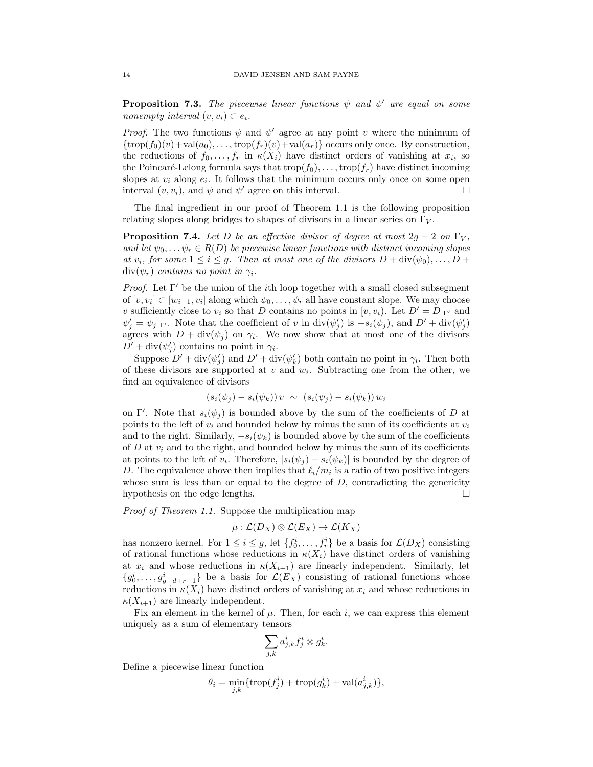**Proposition 7.3.** *The piecewise linear functions $\psi$ and $\psi'$ are equal on some nonempty interval $(v, v_i) \subset e_i$.*

*Proof.* The two functions $\psi$ and $\psi'$ agree at any point $v$ where the minimum of $\{\mathrm{trop}(f_0)(v)+\mathrm{val}(a_0), \ldots, \mathrm{trop}(f_r)(v)+\mathrm{val}(a_r)\}$ occurs only once. By construction, the reductions of $f_0, \ldots, f_r$ in $\kappa(X_i)$ have distinct orders of vanishing at $x_i$, so the Poincaré-Lelong formula says that $\mathrm{trop}(f_0), \ldots, \mathrm{trop}(f_r)$ have distinct incoming slopes at $v_i$ along $e_i$. It follows that the minimum occurs only once on some open interval $(v, v_i)$, and $\psi$ and $\psi'$ agree on this interval. □

The final ingredient in our proof of Theorem 1.1 is the following proposition relating slopes along bridges to shapes of divisors in a linear series on $\Gamma_V$.

**Proposition 7.4.** *Let $D$ be an effective divisor of degree at most $2g-2$ on $\Gamma_V$, and let $\psi_0, \ldots \psi_r \in R(D)$ be piecewise linear functions with distinct incoming slopes at $v_i$, for some $1 \leq i \leq g$. Then at most one of the divisors $D + \mathrm{div}(\psi_0), \ldots, D + \mathrm{div}(\psi_r)$ contains no point in $\gamma_i$.*

*Proof.* Let $\Gamma'$ be the union of the $i$th loop together with a small closed subsegment of $[v, v_i] \subset [w_{i-1}, v_i]$ along which $\psi_0, \ldots, \psi_r$ all have constant slope. We may choose $v$ sufficiently close to $v_i$ so that $D$ contains no points in $[v, v_i)$. Let $D' = D|_{\Gamma'}$ and $\psi'_j = \psi_j|_{\Gamma'}$. Note that the coefficient of $v$ in $\mathrm{div}(\psi'_j)$ is $-s_i(\psi_j)$, and $D' + \mathrm{div}(\psi'_j)$ agrees with $D + \mathrm{div}(\psi_j)$ on $\gamma_i$. We now show that at most one of the divisors $D' + \mathrm{div}(\psi'_j)$ contains no point in $\gamma_i$.

Suppose $D' + \mathrm{div}(\psi'_j)$ and $D' + \mathrm{div}(\psi'_k)$ both contain no point in $\gamma_i$. Then both of these divisors are supported at $v$ and $w_i$. Subtracting one from the other, we find an equivalence of divisors

$$(s_i(\psi_j) - s_i(\psi_k))\, v \;\sim\; (s_i(\psi_j) - s_i(\psi_k))\, w_i$$

on $\Gamma'$. Note that $s_i(\psi_j)$ is bounded above by the sum of the coefficients of $D$ at points to the left of $v_i$ and bounded below by minus the sum of its coefficients at $v_i$ and to the right. Similarly, $-s_i(\psi_k)$ is bounded above by the sum of the coefficients of $D$ at $v_i$ and to the right, and bounded below by minus the sum of its coefficients at points to the left of $v_i$. Therefore, $|s_i(\psi_j) - s_i(\psi_k)|$ is bounded by the degree of $D$. The equivalence above then implies that $\ell_i/m_i$ is a ratio of two positive integers whose sum is less than or equal to the degree of $D$, contradicting the genericity hypothesis on the edge lengths. □

*Proof of Theorem 1.1.* Suppose the multiplication map

$$\mu : \mathcal{L}(D_X) \otimes \mathcal{L}(E_X) \to \mathcal{L}(K_X)$$

has nonzero kernel. For $1 \leq i \leq g$, let $\{f_0^i, \ldots, f_r^i\}$ be a basis for $\mathcal{L}(D_X)$ consisting of rational functions whose reductions in $\kappa(X_i)$ have distinct orders of vanishing at $x_i$ and whose reductions in $\kappa(X_{i+1})$ are linearly independent. Similarly, let $\{g_0^i, \ldots, g_{g-d+r-1}^i\}$ be a basis for $\mathcal{L}(E_X)$ consisting of rational functions whose reductions in $\kappa(X_i)$ have distinct orders of vanishing at $x_i$ and whose reductions in $\kappa(X_{i+1})$ are linearly independent.

Fix an element in the kernel of $\mu$. Then, for each $i$, we can express this element uniquely as a sum of elementary tensors

$$\sum_{j,k} a_{j,k}^i f_j^i \otimes g_k^i.$$

Define a piecewise linear function

$$\theta_i = \min_{j,k}\{\mathrm{trop}(f_j^i) + \mathrm{trop}(g_k^i) + \mathrm{val}(a_{j,k}^i)\},$$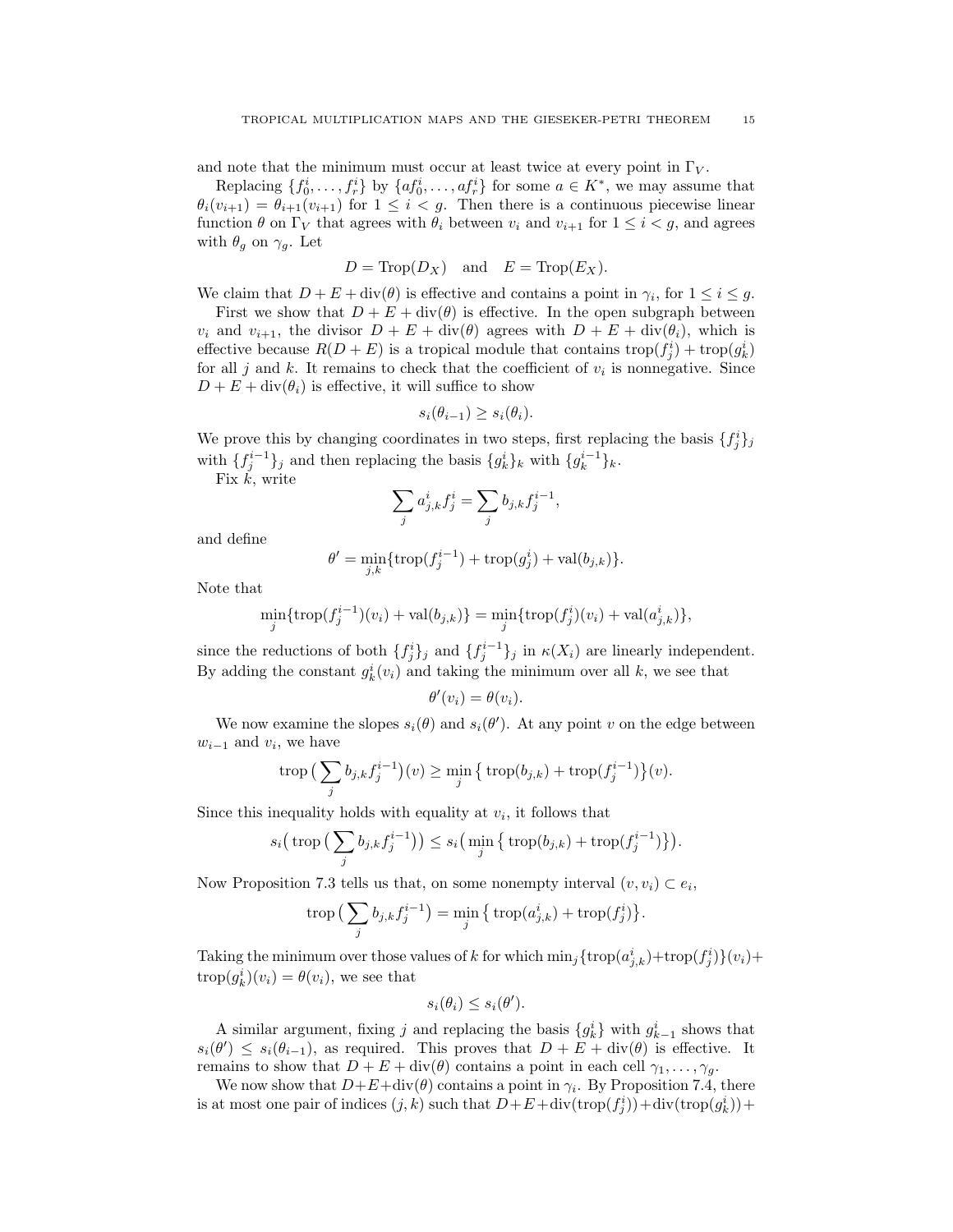and note that the minimum must occur at least twice at every point in $\Gamma_V$.

Replacing $\{f_0^i, \ldots, f_r^i\}$ by $\{af_0^i, \ldots, af_r^i\}$ for some $a \in K^*$, we may assume that $\theta_i(v_{i+1}) = \theta_{i+1}(v_{i+1})$ for $1 \leq i < g$. Then there is a continuous piecewise linear function $\theta$ on $\Gamma_V$ that agrees with $\theta_i$ between $v_i$ and $v_{i+1}$ for $1 \leq i < g$, and agrees with $\theta_g$ on $\gamma_g$. Let

$$D = \mathrm{Trop}(D_X) \quad \text{and} \quad E = \mathrm{Trop}(E_X).$$

We claim that $D + E + \mathrm{div}(\theta)$ is effective and contains a point in $\gamma_i$, for $1 \leq i \leq g$.

First we show that $D + E + \mathrm{div}(\theta)$ is effective. In the open subgraph between $v_i$ and $v_{i+1}$, the divisor $D + E + \mathrm{div}(\theta)$ agrees with $D + E + \mathrm{div}(\theta_i)$, which is effective because $R(D+E)$ is a tropical module that contains $\mathrm{trop}(f_j^i) + \mathrm{trop}(g_k^i)$ for all $j$ and $k$. It remains to check that the coefficient of $v_i$ is nonnegative. Since $D + E + \mathrm{div}(\theta_i)$ is effective, it will suffice to show

$$s_i(\theta_{i-1}) \geq s_i(\theta_i).$$

We prove this by changing coordinates in two steps, first replacing the basis $\{f_j^i\}_j$ with $\{f_j^{i-1}\}_j$ and then replacing the basis $\{g_k^i\}_k$ with $\{g_k^{i-1}\}_k$.

Fix $k$, write

$$\sum_j a_{j,k}^i f_j^i = \sum_j b_{j,k} f_j^{i-1},$$

and define

$$\theta' = \min_{j,k}\{\mathrm{trop}(f_j^{i-1}) + \mathrm{trop}(g_j^i) + \mathrm{val}(b_{j,k})\}.$$

Note that

$$\min_j\{\mathrm{trop}(f_j^{i-1})(v_i) + \mathrm{val}(b_{j,k})\} = \min_j\{\mathrm{trop}(f_j^i)(v_i) + \mathrm{val}(a_{j,k}^i)\},$$

since the reductions of both $\{f_j^i\}_j$ and $\{f_j^{i-1}\}_j$ in $\kappa(X_i)$ are linearly independent. By adding the constant $g_k^i(v_i)$ and taking the minimum over all $k$, we see that

$$\theta'(v_i) = \theta(v_i).$$

We now examine the slopes $s_i(\theta)$ and $s_i(\theta')$. At any point $v$ on the edge between $w_{i-1}$ and $v_i$, we have

$$\mathrm{trop}\big(\sum_j b_{j,k} f_j^{i-1}\big)(v) \geq \min_j \big\{ \mathrm{trop}(b_{j,k}) + \mathrm{trop}(f_j^{i-1})\big\}(v).$$

Since this inequality holds with equality at $v_i$, it follows that

$$s_i\big(\mathrm{trop}\big(\sum_j b_{j,k} f_j^{i-1}\big)\big) \leq s_i\big(\min_j \big\{\mathrm{trop}(b_{j,k}) + \mathrm{trop}(f_j^{i-1})\big\}\big).$$

Now Proposition 7.3 tells us that, on some nonempty interval $(v, v_i) \subset e_i$,

$$\mathrm{trop}\big(\sum_j b_{j,k} f_j^{i-1}\big) = \min_j \big\{\mathrm{trop}(a_{j,k}^i) + \mathrm{trop}(f_j^i)\big\}.$$

Taking the minimum over those values of $k$ for which $\min_j\{\mathrm{trop}(a_{j,k}^i)+\mathrm{trop}(f_j^i)\}(v_i) + \mathrm{trop}(g_k^i)(v_i) = \theta(v_i)$, we see that

$$s_i(\theta_i) \leq s_i(\theta').$$

A similar argument, fixing $j$ and replacing the basis $\{g_k^i\}$ with $g_{k-1}^i$ shows that $s_i(\theta') \leq s_i(\theta_{i-1})$, as required. This proves that $D + E + \mathrm{div}(\theta)$ is effective. It remains to show that $D + E + \mathrm{div}(\theta)$ contains a point in each cell $\gamma_1, \ldots, \gamma_g$.

We now show that $D+E+\mathrm{div}(\theta)$ contains a point in $\gamma_i$. By Proposition 7.4, there is at most one pair of indices $(j, k)$ such that $D+E+\mathrm{div}(\mathrm{trop}(f_j^i))+\mathrm{div}(\mathrm{trop}(g_k^i))+$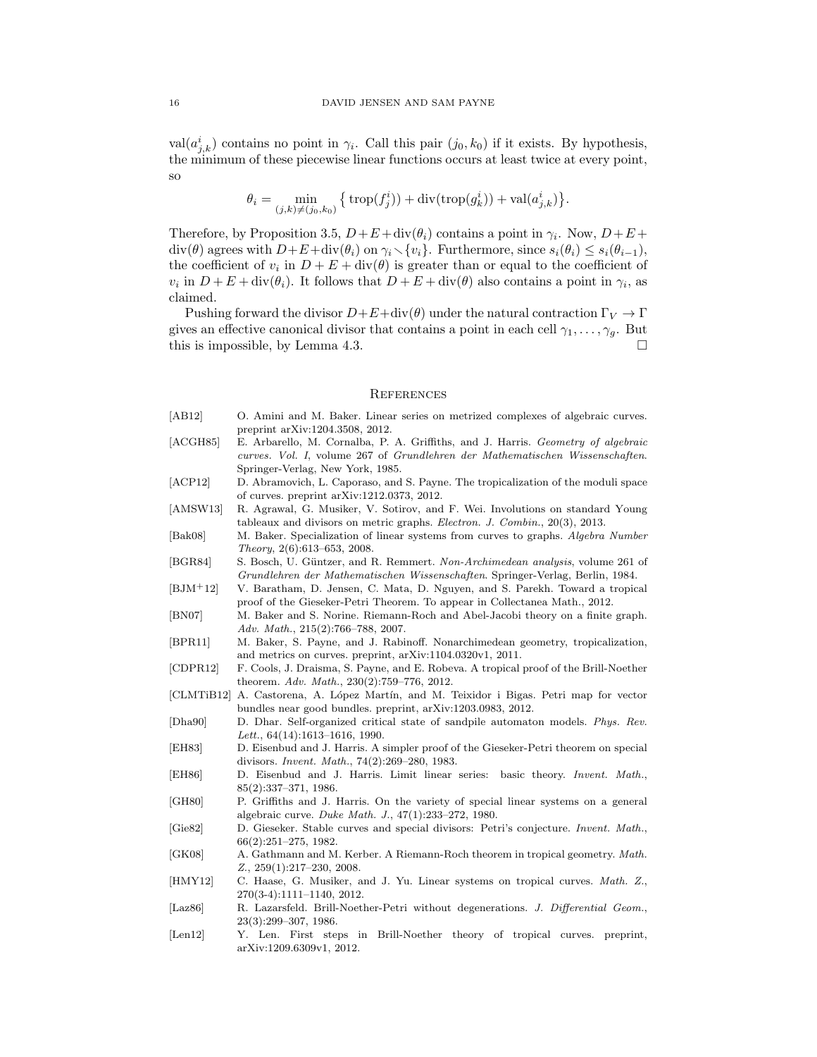$\text{val}(a^i_{j,k})$ contains no point in $\gamma_i$. Call this pair $(j_0, k_0)$ if it exists. By hypothesis, the minimum of these piecewise linear functions occurs at least twice at every point, so

$$\theta_i = \min_{(j,k)\neq(j_0,k_0)} \big\{ \operatorname{trop}(f^i_j)) + \operatorname{div}(\operatorname{trop}(g^i_k)) + \operatorname{val}(a^i_{j,k}) \big\}.$$

Therefore, by Proposition 3.5, $D+E+\operatorname{div}(\theta_i)$ contains a point in $\gamma_i$. Now, $D+E+\operatorname{div}(\theta)$ agrees with $D+E+\operatorname{div}(\theta_i)$ on $\gamma_i \smallsetminus \{v_i\}$. Furthermore, since $s_i(\theta_i) \leq s_i(\theta_{i-1})$, the coefficient of $v_i$ in $D+E+\operatorname{div}(\theta)$ is greater than or equal to the coefficient of $v_i$ in $D+E+\operatorname{div}(\theta_i)$. It follows that $D+E+\operatorname{div}(\theta)$ also contains a point in $\gamma_i$, as claimed.

Pushing forward the divisor $D+E+\operatorname{div}(\theta)$ under the natural contraction $\Gamma_V \to \Gamma$ gives an effective canonical divisor that contains a point in each cell $\gamma_1, \ldots, \gamma_g$. But this is impossible, by Lemma 4.3. $\square$

## References

[AB12] O. Amini and M. Baker. Linear series on metrized complexes of algebraic curves. preprint arXiv:1204.3508, 2012.

[ACGH85] E. Arbarello, M. Cornalba, P. A. Griffiths, and J. Harris. *Geometry of algebraic curves. Vol. I*, volume 267 of *Grundlehren der Mathematischen Wissenschaften*. Springer-Verlag, New York, 1985.

[ACP12] D. Abramovich, L. Caporaso, and S. Payne. The tropicalization of the moduli space of curves. preprint arXiv:1212.0373, 2012.

[AMSW13] R. Agrawal, G. Musiker, V. Sotirov, and F. Wei. Involutions on standard Young tableaux and divisors on metric graphs. *Electron. J. Combin.*, 20(3), 2013.

[Bak08] M. Baker. Specialization of linear systems from curves to graphs. *Algebra Number Theory*, 2(6):613–653, 2008.

[BGR84] S. Bosch, U. Güntzer, and R. Remmert. *Non-Archimedean analysis*, volume 261 of *Grundlehren der Mathematischen Wissenschaften*. Springer-Verlag, Berlin, 1984.

[BJM+12] V. Baratham, D. Jensen, C. Mata, D. Nguyen, and S. Parekh. Toward a tropical proof of the Gieseker-Petri Theorem. To appear in Collectanea Math., 2012.

[BN07] M. Baker and S. Norine. Riemann-Roch and Abel-Jacobi theory on a finite graph. *Adv. Math.*, 215(2):766–788, 2007.

[BPR11] M. Baker, S. Payne, and J. Rabinoff. Nonarchimedean geometry, tropicalization, and metrics on curves. preprint, arXiv:1104.0320v1, 2011.

[CDPR12] F. Cools, J. Draisma, S. Payne, and E. Robeva. A tropical proof of the Brill-Noether theorem. *Adv. Math.*, 230(2):759–776, 2012.

[CLMTiB12] A. Castorena, A. López Martín, and M. Teixidor i Bigas. Petri map for vector bundles near good bundles. preprint, arXiv:1203.0983, 2012.

[Dha90] D. Dhar. Self-organized critical state of sandpile automaton models. *Phys. Rev. Lett.*, 64(14):1613–1616, 1990.

[EH83] D. Eisenbud and J. Harris. A simpler proof of the Gieseker-Petri theorem on special divisors. *Invent. Math.*, 74(2):269–280, 1983.

[EH86] D. Eisenbud and J. Harris. Limit linear series: basic theory. *Invent. Math.*, 85(2):337–371, 1986.

[GH80] P. Griffiths and J. Harris. On the variety of special linear systems on a general algebraic curve. *Duke Math. J.*, 47(1):233–272, 1980.

[Gie82] D. Gieseker. Stable curves and special divisors: Petri's conjecture. *Invent. Math.*, 66(2):251–275, 1982.

[GK08] A. Gathmann and M. Kerber. A Riemann-Roch theorem in tropical geometry. *Math. Z.*, 259(1):217–230, 2008.

[HMY12] C. Haase, G. Musiker, and J. Yu. Linear systems on tropical curves. *Math. Z.*, 270(3-4):1111–1140, 2012.

[Laz86] R. Lazarsfeld. Brill-Noether-Petri without degenerations. *J. Differential Geom.*, 23(3):299–307, 1986.

[Len12] Y. Len. First steps in Brill-Noether theory of tropical curves. preprint, arXiv:1209.6309v1, 2012.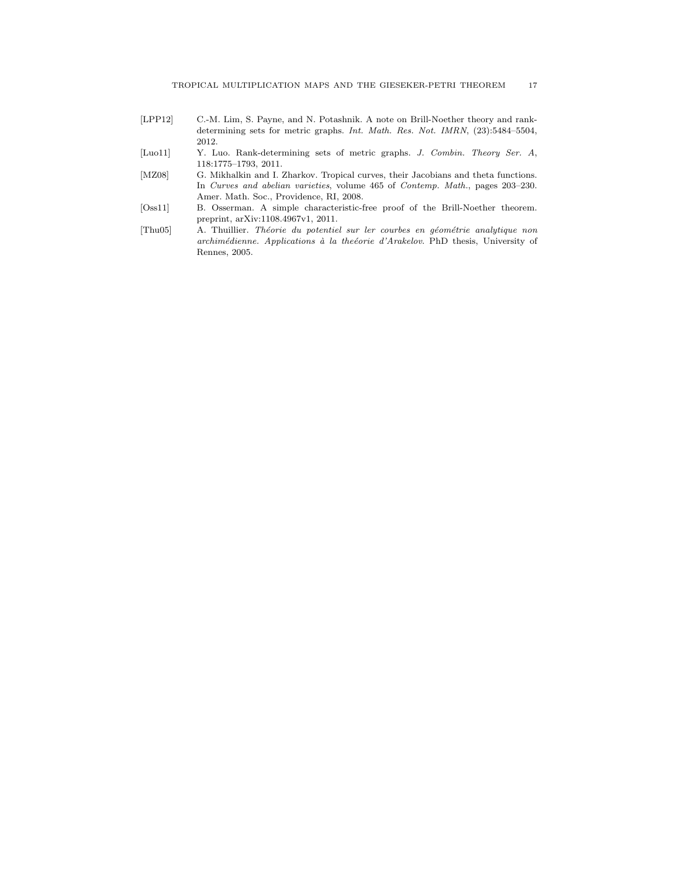[LPP12] C.-M. Lim, S. Payne, and N. Potashnik. A note on Brill-Noether theory and rank-determining sets for metric graphs. *Int. Math. Res. Not. IMRN*, (23):5484–5504, 2012.

[Luo11] Y. Luo. Rank-determining sets of metric graphs. *J. Combin. Theory Ser. A*, 118:1775–1793, 2011.

[MZ08] G. Mikhalkin and I. Zharkov. Tropical curves, their Jacobians and theta functions. In *Curves and abelian varieties*, volume 465 of *Contemp. Math.*, pages 203–230. Amer. Math. Soc., Providence, RI, 2008.

[Oss11] B. Osserman. A simple characteristic-free proof of the Brill-Noether theorem. preprint, arXiv:1108.4967v1, 2011.

[Thu05] A. Thuillier. *Théorie du potentiel sur ler courbes en géométrie analytique non archimédienne. Applications à la theéorie d'Arakelov*. PhD thesis, University of Rennes, 2005.